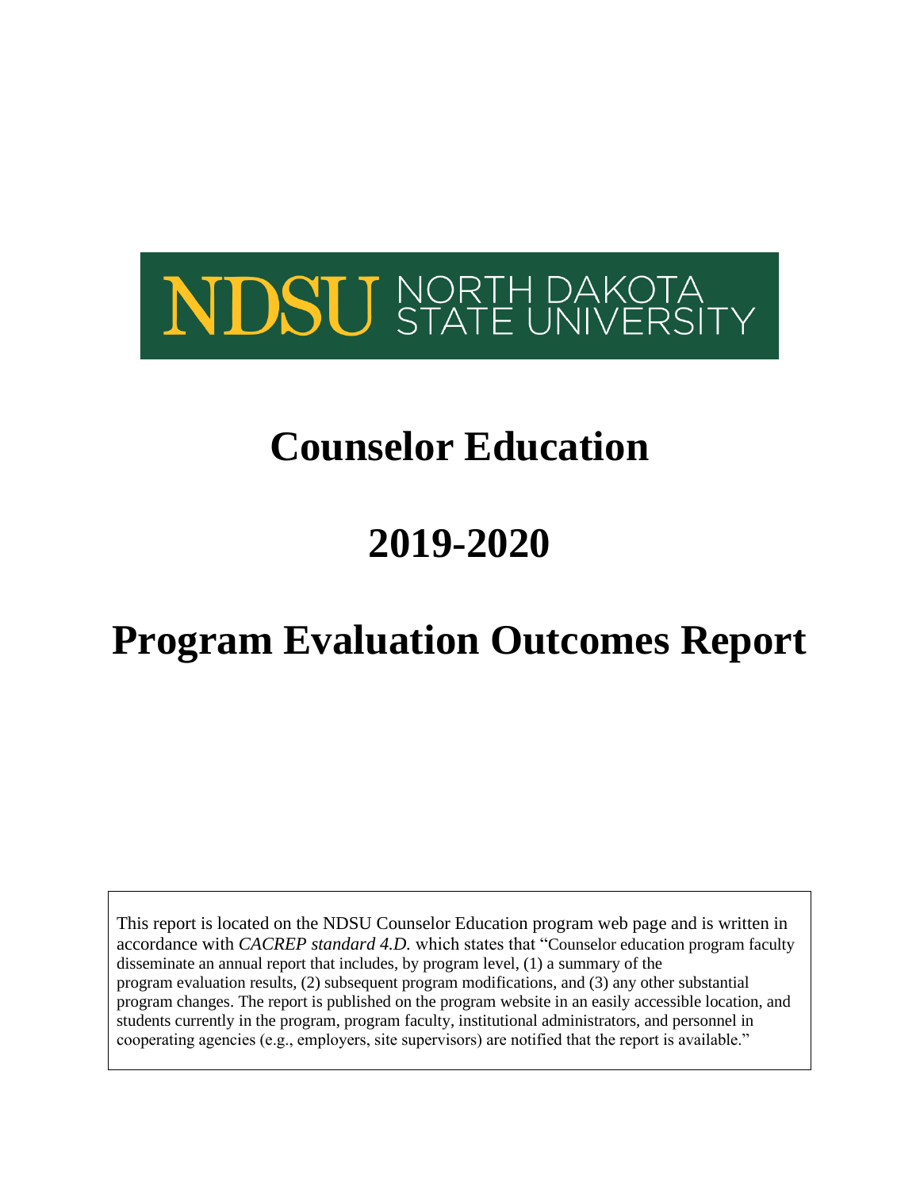NDSU NORTH DAKOTA STATE UNIVERSITY

# Counselor Education

# 2019-2020

# Program Evaluation Outcomes Report

This report is located on the NDSU Counselor Education program web page and is written in accordance with *CACREP standard 4.D.* which states that "Counselor education program faculty disseminate an annual report that includes, by program level, (1) a summary of the program evaluation results, (2) subsequent program modifications, and (3) any other substantial program changes. The report is published on the program website in an easily accessible location, and students currently in the program, program faculty, institutional administrators, and personnel in cooperating agencies (e.g., employers, site supervisors) are notified that the report is available."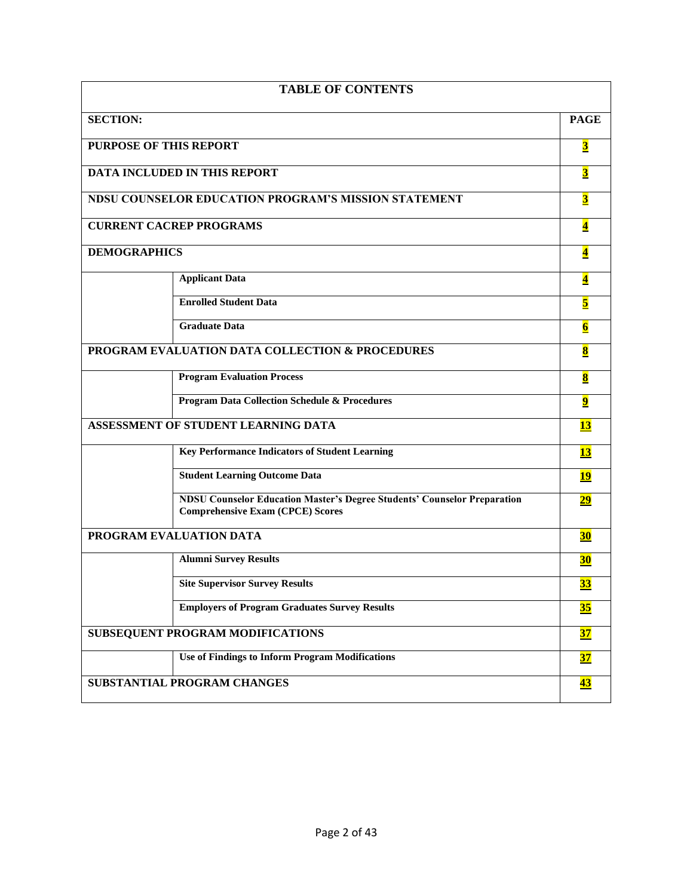| TABLE OF CONTENTS | | |
|---|---|---|
| **SECTION:** | | **PAGE** |
| **PURPOSE OF THIS REPORT** | | **3** |
| **DATA INCLUDED IN THIS REPORT** | | **3** |
| **NDSU COUNSELOR EDUCATION PROGRAM'S MISSION STATEMENT** | | **3** |
| **CURRENT CACREP PROGRAMS** | | **4** |
| **DEMOGRAPHICS** | | **4** |
| | **Applicant Data** | **4** |
| | **Enrolled Student Data** | **5** |
| | **Graduate Data** | **6** |
| **PROGRAM EVALUATION DATA COLLECTION & PROCEDURES** | | **8** |
| | **Program Evaluation Process** | **8** |
| | **Program Data Collection Schedule & Procedures** | **9** |
| **ASSESSMENT OF STUDENT LEARNING DATA** | | **13** |
| | **Key Performance Indicators of Student Learning** | **13** |
| | **Student Learning Outcome Data** | **19** |
| | **NDSU Counselor Education Master's Degree Students' Counselor Preparation Comprehensive Exam (CPCE) Scores** | **29** |
| **PROGRAM EVALUATION DATA** | | **30** |
| | **Alumni Survey Results** | **30** |
| | **Site Supervisor Survey Results** | **33** |
| | **Employers of Program Graduates Survey Results** | **35** |
| **SUBSEQUENT PROGRAM MODIFICATIONS** | | **37** |
| | **Use of Findings to Inform Program Modifications** | **37** |
| **SUBSTANTIAL PROGRAM CHANGES** | | **43** |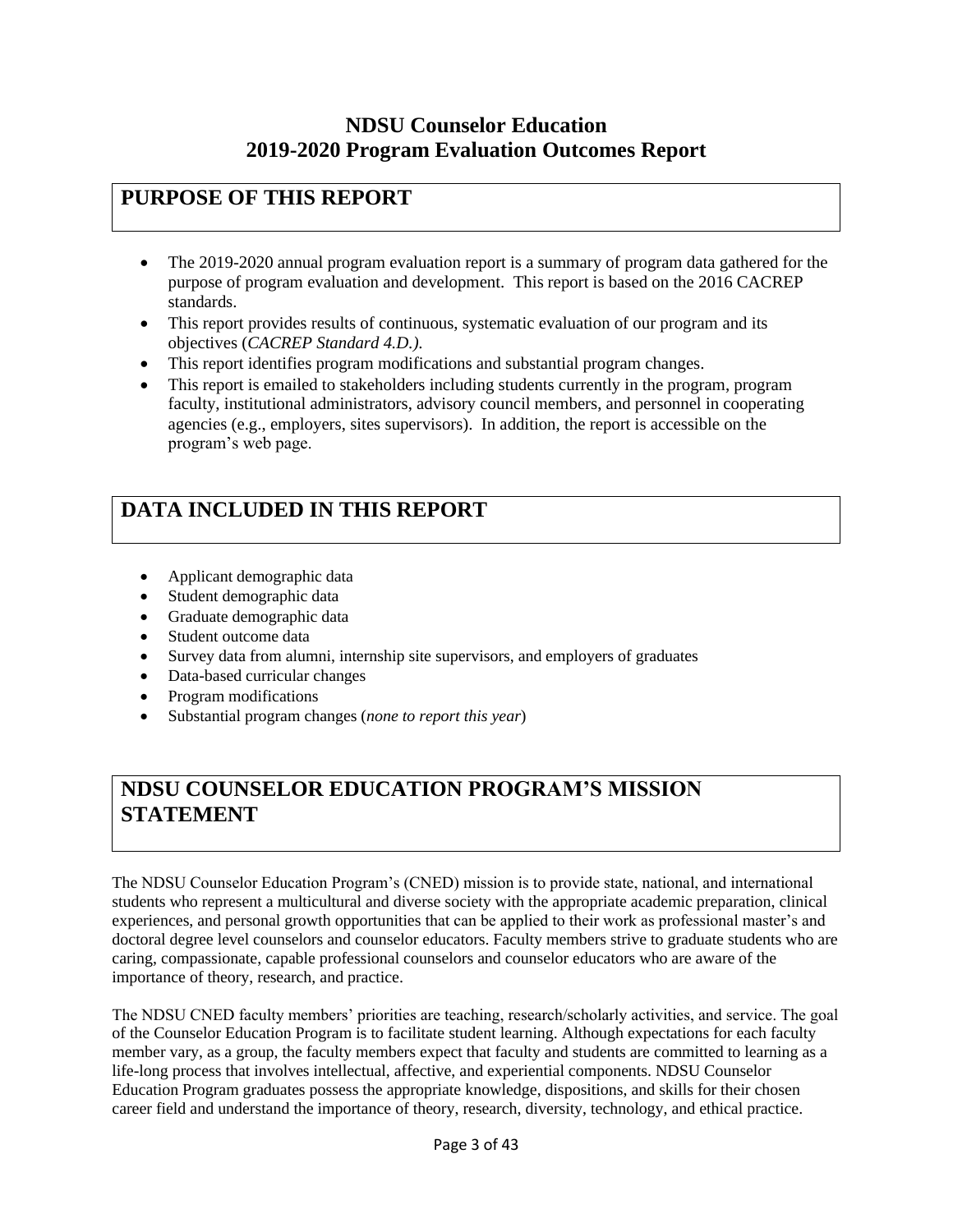# NDSU Counselor Education
# 2019-2020 Program Evaluation Outcomes Report

## PURPOSE OF THIS REPORT

- The 2019-2020 annual program evaluation report is a summary of program data gathered for the purpose of program evaluation and development. This report is based on the 2016 CACREP standards.
- This report provides results of continuous, systematic evaluation of our program and its objectives (*CACREP Standard 4.D.).*
- This report identifies program modifications and substantial program changes.
- This report is emailed to stakeholders including students currently in the program, program faculty, institutional administrators, advisory council members, and personnel in cooperating agencies (e.g., employers, sites supervisors). In addition, the report is accessible on the program's web page.

## DATA INCLUDED IN THIS REPORT

- Applicant demographic data
- Student demographic data
- Graduate demographic data
- Student outcome data
- Survey data from alumni, internship site supervisors, and employers of graduates
- Data-based curricular changes
- Program modifications
- Substantial program changes (*none to report this year*)

## NDSU COUNSELOR EDUCATION PROGRAM'S MISSION STATEMENT

The NDSU Counselor Education Program's (CNED) mission is to provide state, national, and international students who represent a multicultural and diverse society with the appropriate academic preparation, clinical experiences, and personal growth opportunities that can be applied to their work as professional master's and doctoral degree level counselors and counselor educators. Faculty members strive to graduate students who are caring, compassionate, capable professional counselors and counselor educators who are aware of the importance of theory, research, and practice.

The NDSU CNED faculty members' priorities are teaching, research/scholarly activities, and service. The goal of the Counselor Education Program is to facilitate student learning. Although expectations for each faculty member vary, as a group, the faculty members expect that faculty and students are committed to learning as a life-long process that involves intellectual, affective, and experiential components. NDSU Counselor Education Program graduates possess the appropriate knowledge, dispositions, and skills for their chosen career field and understand the importance of theory, research, diversity, technology, and ethical practice.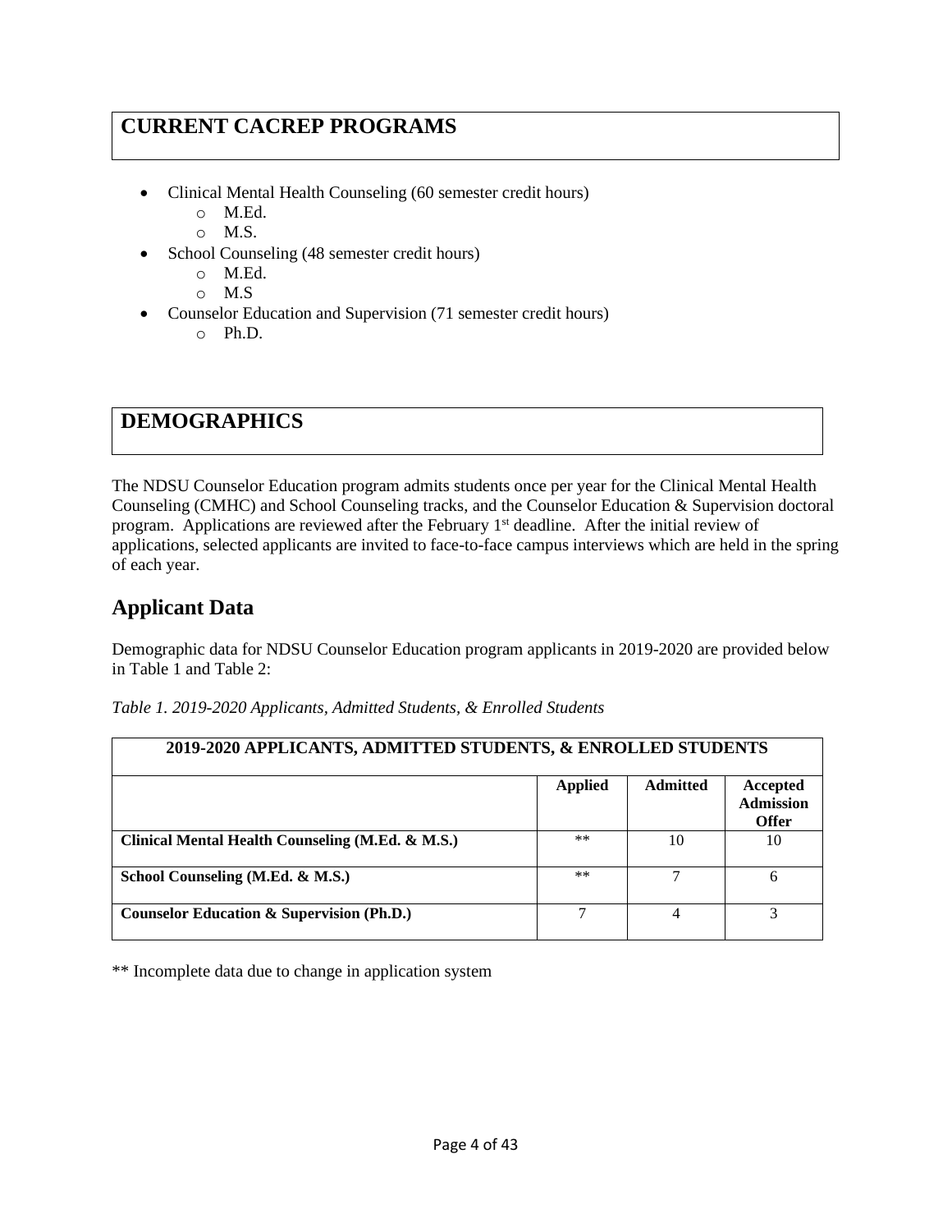# CURRENT CACREP PROGRAMS

- Clinical Mental Health Counseling (60 semester credit hours)
  - M.Ed.
  - M.S.
- School Counseling (48 semester credit hours)
  - M.Ed.
  - M.S
- Counselor Education and Supervision (71 semester credit hours)
  - Ph.D.

# DEMOGRAPHICS

The NDSU Counselor Education program admits students once per year for the Clinical Mental Health Counseling (CMHC) and School Counseling tracks, and the Counselor Education & Supervision doctoral program. Applications are reviewed after the February 1st deadline. After the initial review of applications, selected applicants are invited to face-to-face campus interviews which are held in the spring of each year.

## Applicant Data

Demographic data for NDSU Counselor Education program applicants in 2019-2020 are provided below in Table 1 and Table 2:

*Table 1. 2019-2020 Applicants, Admitted Students, & Enrolled Students*

| 2019-2020 APPLICANTS, ADMITTED STUDENTS, & ENROLLED STUDENTS | | | |
|---|---|---|---|
| | **Applied** | **Admitted** | **Accepted Admission Offer** |
| **Clinical Mental Health Counseling (M.Ed. & M.S.)** | ** | 10 | 10 |
| **School Counseling (M.Ed. & M.S.)** | ** | 7 | 6 |
| **Counselor Education & Supervision (Ph.D.)** | 7 | 4 | 3 |

** Incomplete data due to change in application system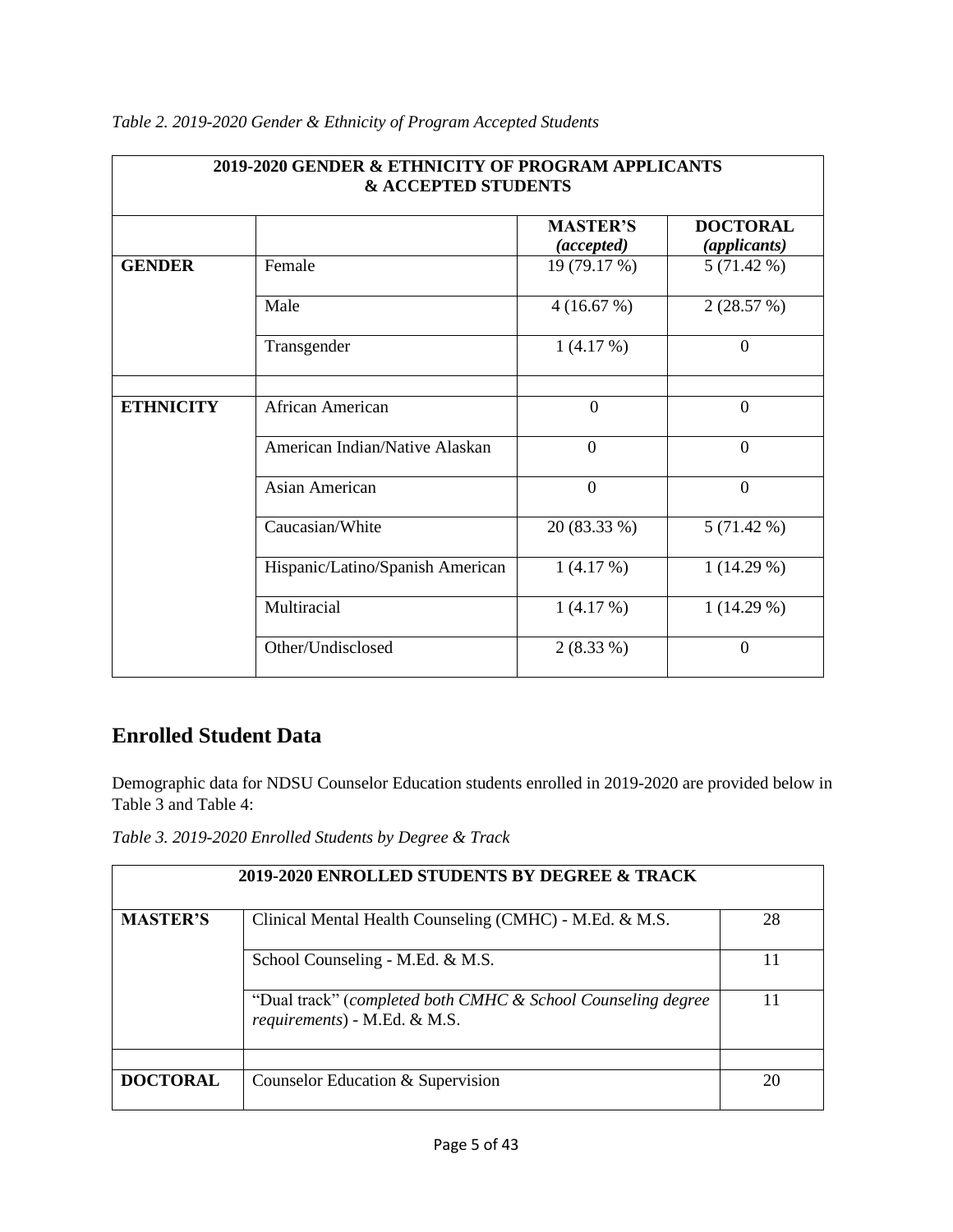*Table 2. 2019-2020 Gender & Ethnicity of Program Accepted Students*

| **2019-2020 GENDER & ETHNICITY OF PROGRAM APPLICANTS & ACCEPTED STUDENTS** | | | |
|---|---|---|---|
| | | **MASTER'S** *(accepted)* | **DOCTORAL** *(applicants)* |
| **GENDER** | Female | 19 (79.17 %) | 5 (71.42 %) |
| | Male | 4 (16.67 %) | 2 (28.57 %) |
| | Transgender | 1 (4.17 %) | 0 |
| | | | |
| **ETHNICITY** | African American | 0 | 0 |
| | American Indian/Native Alaskan | 0 | 0 |
| | Asian American | 0 | 0 |
| | Caucasian/White | 20 (83.33 %) | 5 (71.42 %) |
| | Hispanic/Latino/Spanish American | 1 (4.17 %) | 1 (14.29 %) |
| | Multiracial | 1 (4.17 %) | 1 (14.29 %) |
| | Other/Undisclosed | 2 (8.33 %) | 0 |

## Enrolled Student Data

Demographic data for NDSU Counselor Education students enrolled in 2019-2020 are provided below in Table 3 and Table 4:

*Table 3. 2019-2020 Enrolled Students by Degree & Track*

| **2019-2020 ENROLLED STUDENTS BY DEGREE & TRACK** | | |
|---|---|---|
| **MASTER'S** | Clinical Mental Health Counseling (CMHC) - M.Ed. & M.S. | 28 |
| | School Counseling - M.Ed. & M.S. | 11 |
| | "Dual track" (*completed both CMHC & School Counseling degree requirements*) - M.Ed. & M.S. | 11 |
| | | |
| **DOCTORAL** | Counselor Education & Supervision | 20 |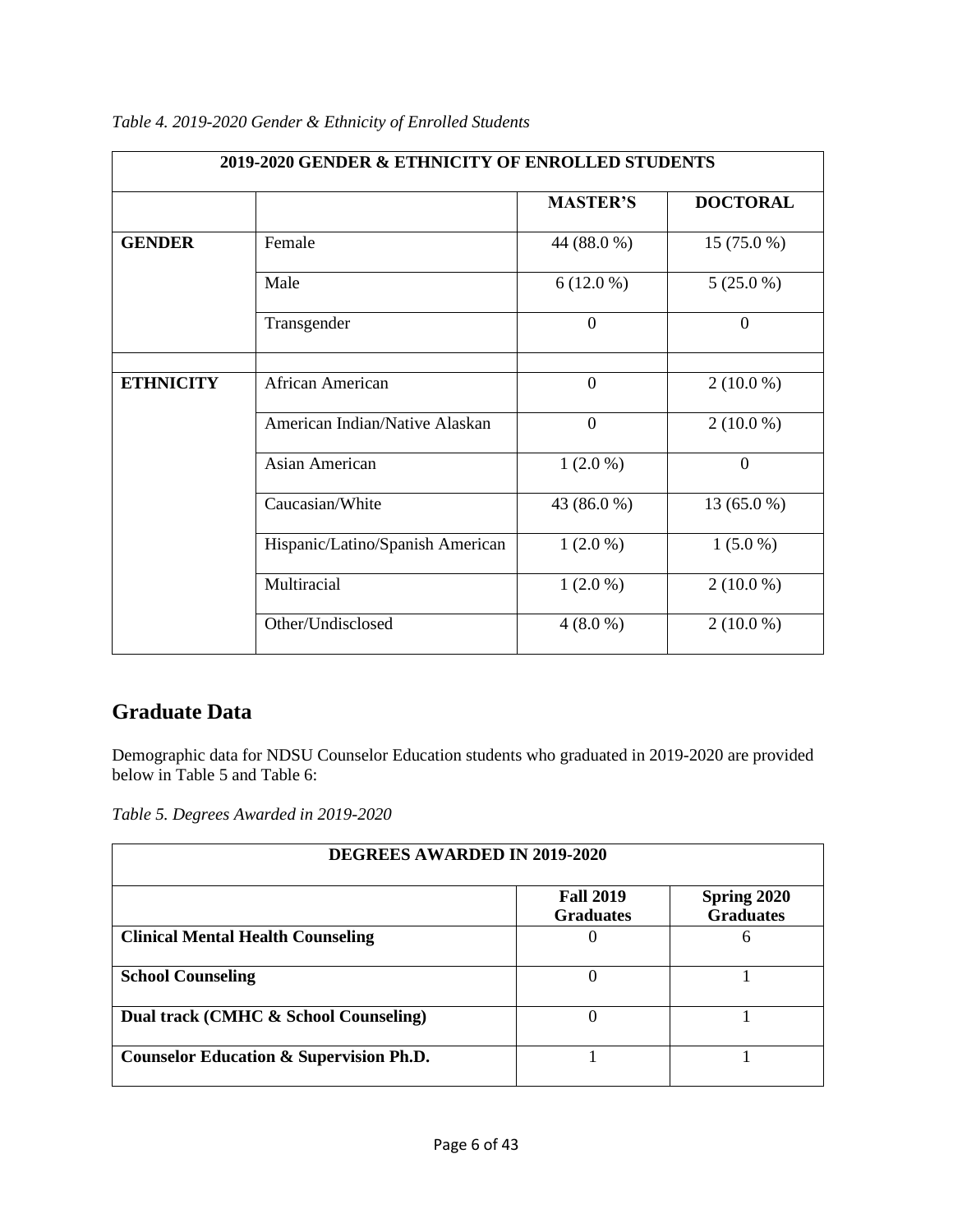*Table 4. 2019-2020 Gender & Ethnicity of Enrolled Students*

| 2019-2020 GENDER & ETHNICITY OF ENROLLED STUDENTS | | | |
|---|---|---|---|
| | | **MASTER'S** | **DOCTORAL** |
| **GENDER** | Female | 44 (88.0 %) | 15 (75.0 %) |
| | Male | 6 (12.0 %) | 5 (25.0 %) |
| | Transgender | 0 | 0 |
| | | | |
| **ETHNICITY** | African American | 0 | 2 (10.0 %) |
| | American Indian/Native Alaskan | 0 | 2 (10.0 %) |
| | Asian American | 1 (2.0 %) | 0 |
| | Caucasian/White | 43 (86.0 %) | 13 (65.0 %) |
| | Hispanic/Latino/Spanish American | 1 (2.0 %) | 1 (5.0 %) |
| | Multiracial | 1 (2.0 %) | 2 (10.0 %) |
| | Other/Undisclosed | 4 (8.0 %) | 2 (10.0 %) |

## Graduate Data

Demographic data for NDSU Counselor Education students who graduated in 2019-2020 are provided below in Table 5 and Table 6:

*Table 5. Degrees Awarded in 2019-2020*

| DEGREES AWARDED IN 2019-2020 | | |
|---|---|---|
| | **Fall 2019 Graduates** | **Spring 2020 Graduates** |
| **Clinical Mental Health Counseling** | 0 | 6 |
| **School Counseling** | 0 | 1 |
| **Dual track (CMHC & School Counseling)** | 0 | 1 |
| **Counselor Education & Supervision Ph.D.** | 1 | 1 |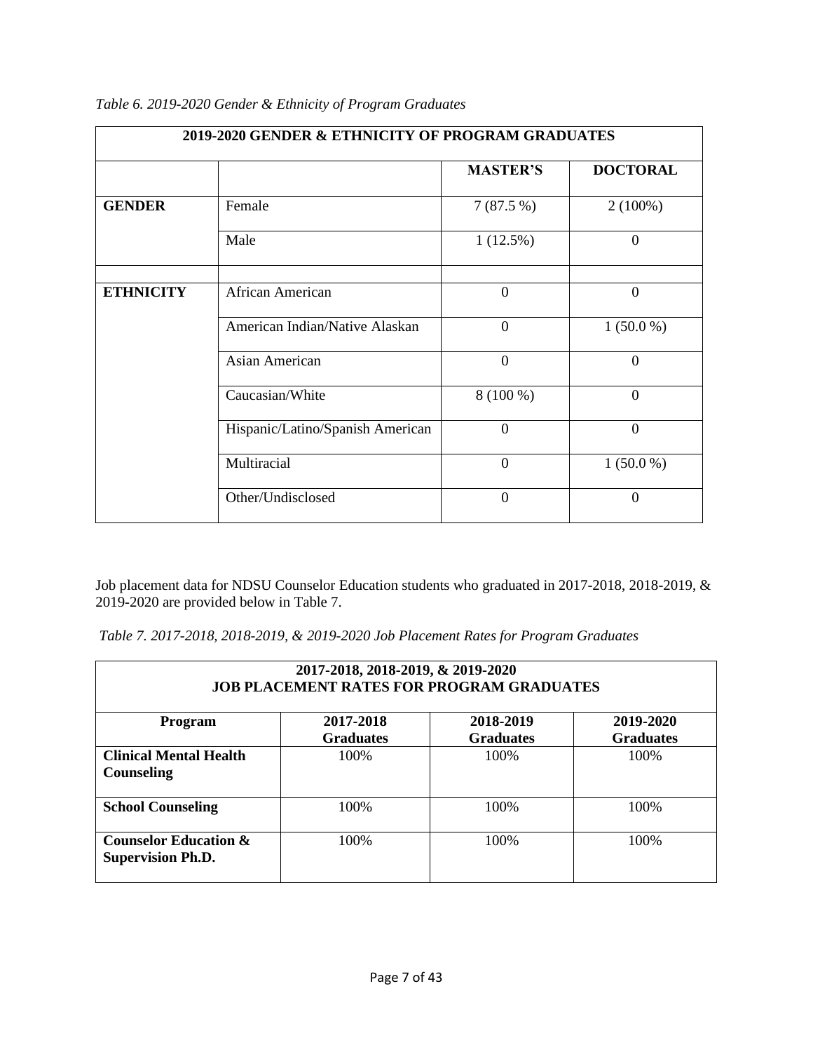*Table 6. 2019-2020 Gender & Ethnicity of Program Graduates*

| 2019-2020 GENDER & ETHNICITY OF PROGRAM GRADUATES | | | |
|---|---|---|---|
| | | **MASTER'S** | **DOCTORAL** |
| **GENDER** | Female | 7 (87.5 %) | 2 (100%) |
| | Male | 1 (12.5%) | 0 |
| | | | |
| **ETHNICITY** | African American | 0 | 0 |
| | American Indian/Native Alaskan | 0 | 1 (50.0 %) |
| | Asian American | 0 | 0 |
| | Caucasian/White | 8 (100 %) | 0 |
| | Hispanic/Latino/Spanish American | 0 | 0 |
| | Multiracial | 0 | 1 (50.0 %) |
| | Other/Undisclosed | 0 | 0 |

Job placement data for NDSU Counselor Education students who graduated in 2017-2018, 2018-2019, & 2019-2020 are provided below in Table 7.

*Table 7. 2017-2018, 2018-2019, & 2019-2020 Job Placement Rates for Program Graduates*

| 2017-2018, 2018-2019, & 2019-2020 JOB PLACEMENT RATES FOR PROGRAM GRADUATES | | | |
|---|---|---|---|
| **Program** | **2017-2018 Graduates** | **2018-2019 Graduates** | **2019-2020 Graduates** |
| **Clinical Mental Health Counseling** | 100% | 100% | 100% |
| **School Counseling** | 100% | 100% | 100% |
| **Counselor Education & Supervision Ph.D.** | 100% | 100% | 100% |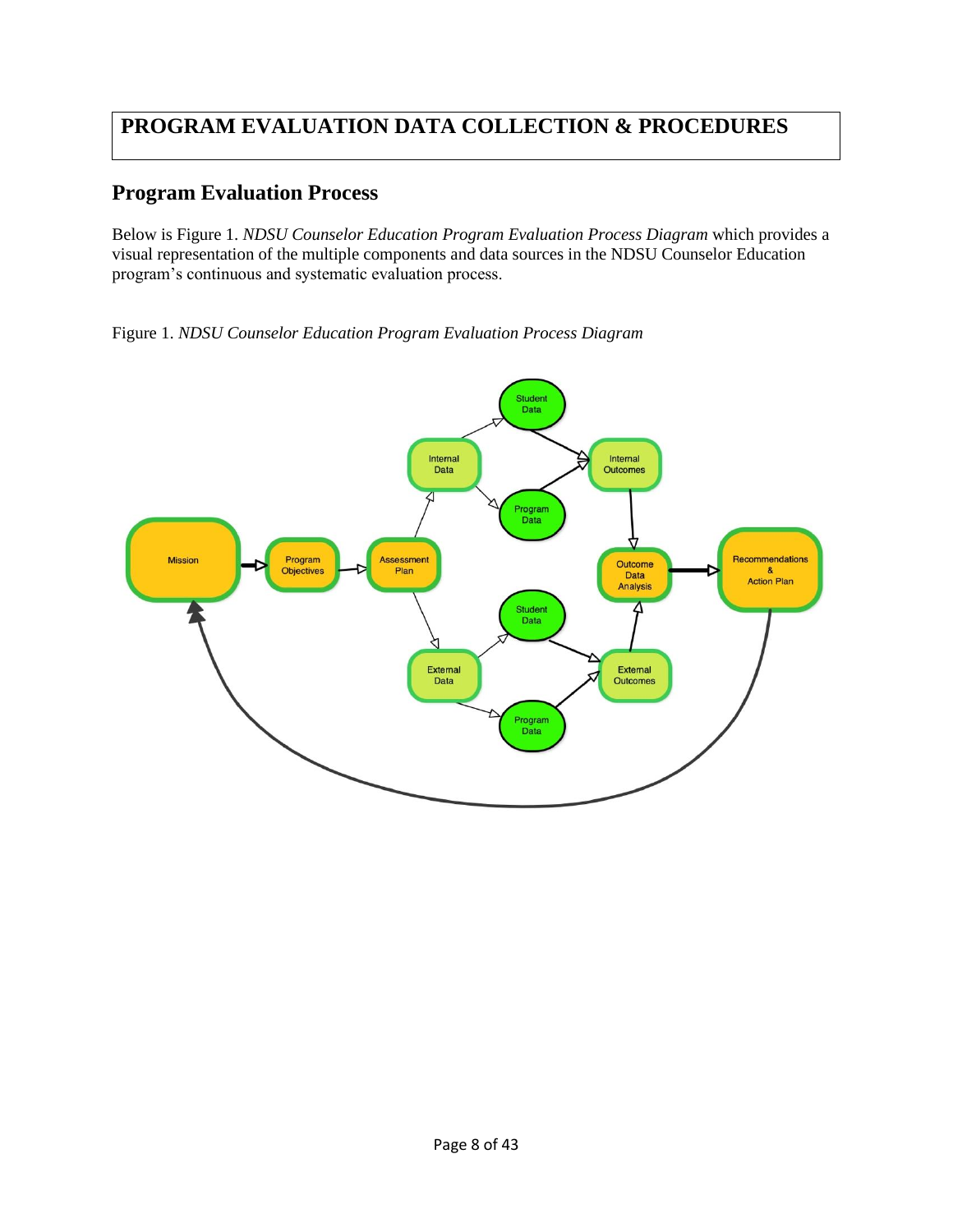# PROGRAM EVALUATION DATA COLLECTION & PROCEDURES

## Program Evaluation Process

Below is Figure 1. *NDSU Counselor Education Program Evaluation Process Diagram* which provides a visual representation of the multiple components and data sources in the NDSU Counselor Education program's continuous and systematic evaluation process.

Figure 1. *NDSU Counselor Education Program Evaluation Process Diagram*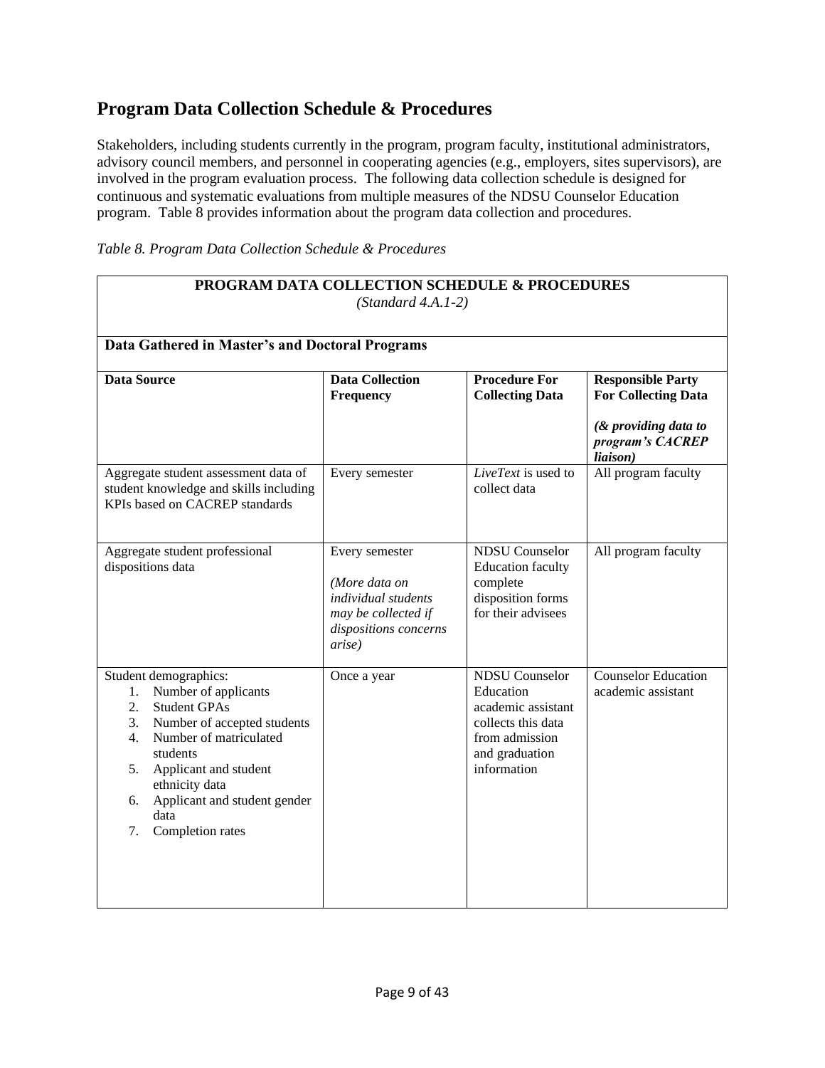## Program Data Collection Schedule & Procedures

Stakeholders, including students currently in the program, program faculty, institutional administrators, advisory council members, and personnel in cooperating agencies (e.g., employers, sites supervisors), are involved in the program evaluation process. The following data collection schedule is designed for continuous and systematic evaluations from multiple measures of the NDSU Counselor Education program. Table 8 provides information about the program data collection and procedures.

*Table 8. Program Data Collection Schedule & Procedures*

| **PROGRAM DATA COLLECTION SCHEDULE & PROCEDURES** *(Standard 4.A.1-2)* | | | |
|---|---|---|---|
| **Data Gathered in Master's and Doctoral Programs** | | | |
| **Data Source** | **Data Collection Frequency** | **Procedure For Collecting Data** | **Responsible Party For Collecting Data** ***(& providing data to program's CACREP liaison)*** |
| Aggregate student assessment data of student knowledge and skills including KPIs based on CACREP standards | Every semester | *LiveText* is used to collect data | All program faculty |
| Aggregate student professional dispositions data | Every semester *(More data on individual students may be collected if dispositions concerns arise)* | NDSU Counselor Education faculty complete disposition forms for their advisees | All program faculty |
| Student demographics: 1. Number of applicants 2. Student GPAs 3. Number of accepted students 4. Number of matriculated students 5. Applicant and student ethnicity data 6. Applicant and student gender data 7. Completion rates | Once a year | NDSU Counselor Education academic assistant collects this data from admission and graduation information | Counselor Education academic assistant |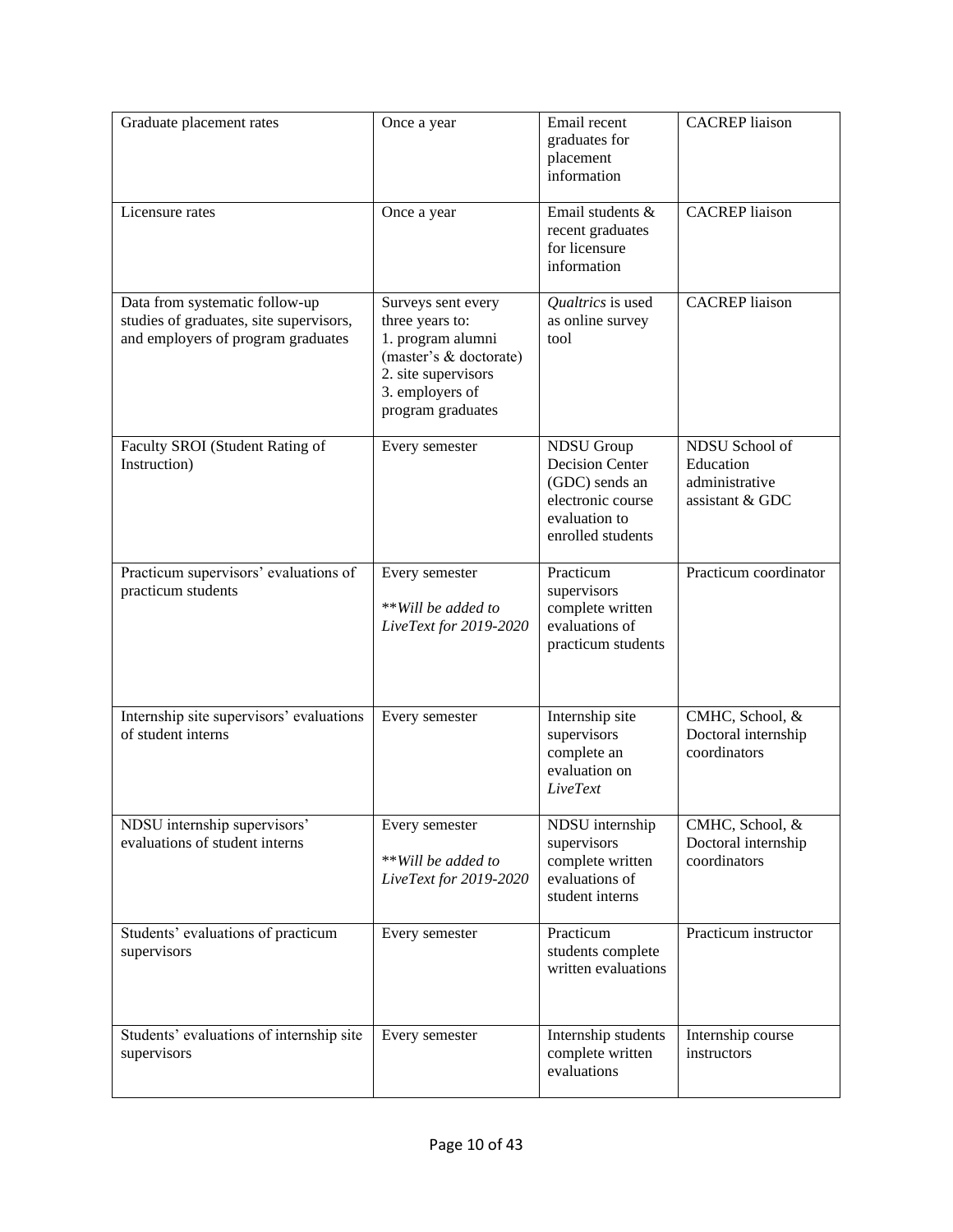| Graduate placement rates | Once a year | Email recent graduates for placement information | CACREP liaison |
|---|---|---|---|
| Licensure rates | Once a year | Email students & recent graduates for licensure information | CACREP liaison |
| Data from systematic follow-up studies of graduates, site supervisors, and employers of program graduates | Surveys sent every three years to:<br>1. program alumni (master's & doctorate)<br>2. site supervisors<br>3. employers of program graduates | *Qualtrics* is used as online survey tool | CACREP liaison |
| Faculty SROI (Student Rating of Instruction) | Every semester | NDSU Group Decision Center (GDC) sends an electronic course evaluation to enrolled students | NDSU School of Education administrative assistant & GDC |
| Practicum supervisors' evaluations of practicum students | Every semester<br><br>*\*\*Will be added to LiveText for 2019-2020* | Practicum supervisors complete written evaluations of practicum students | Practicum coordinator |
| Internship site supervisors' evaluations of student interns | Every semester | Internship site supervisors complete an evaluation on *LiveText* | CMHC, School, & Doctoral internship coordinators |
| NDSU internship supervisors' evaluations of student interns | Every semester<br><br>*\*\*Will be added to LiveText for 2019-2020* | NDSU internship supervisors complete written evaluations of student interns | CMHC, School, & Doctoral internship coordinators |
| Students' evaluations of practicum supervisors | Every semester | Practicum students complete written evaluations | Practicum instructor |
| Students' evaluations of internship site supervisors | Every semester | Internship students complete written evaluations | Internship course instructors |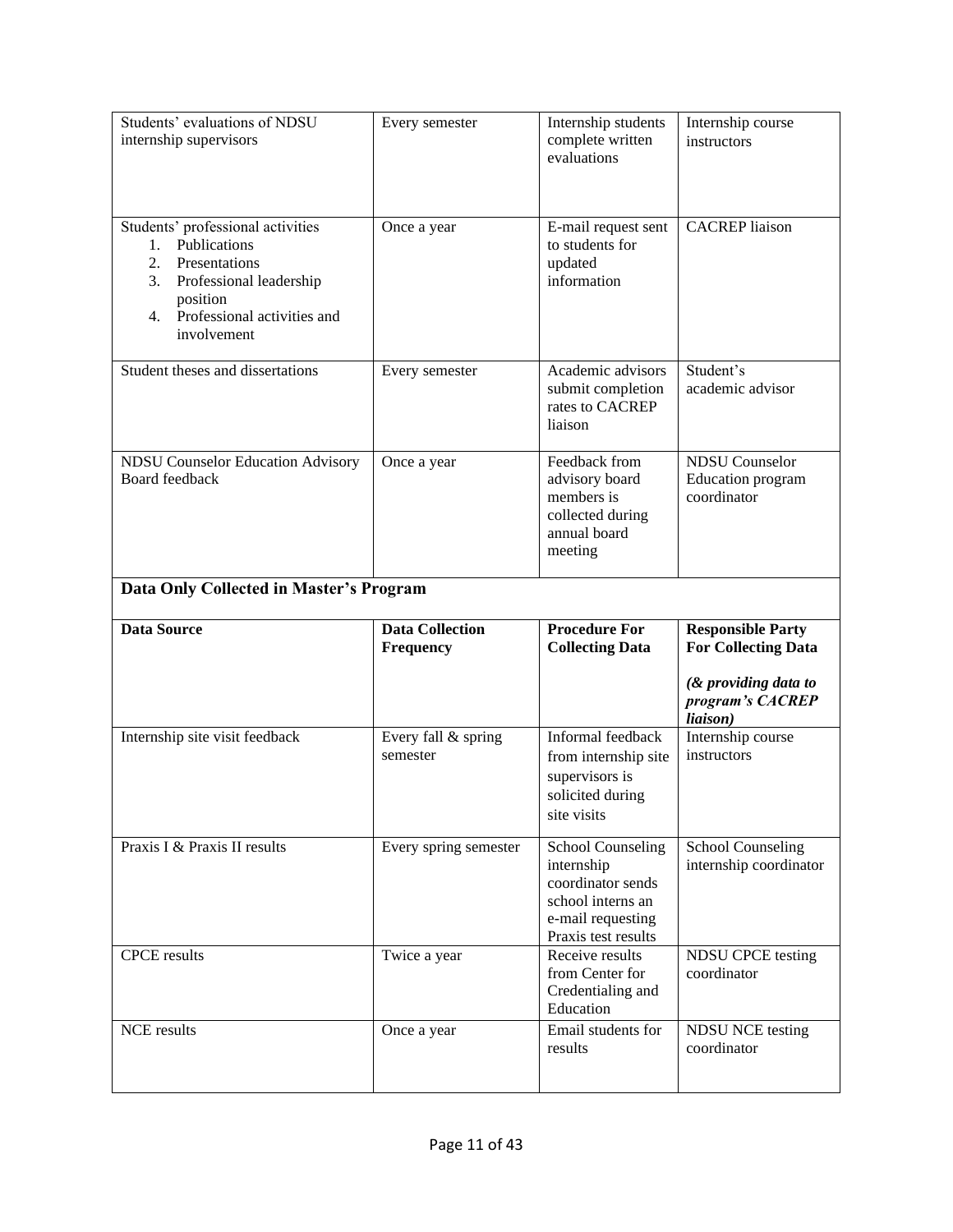| Students' evaluations of NDSU internship supervisors | Every semester | Internship students complete written evaluations | Internship course instructors |
|---|---|---|---|
| Students' professional activities<br>1. Publications<br>2. Presentations<br>3. Professional leadership position<br>4. Professional activities and involvement | Once a year | E-mail request sent to students for updated information | CACREP liaison |
| Student theses and dissertations | Every semester | Academic advisors submit completion rates to CACREP liaison | Student's academic advisor |
| NDSU Counselor Education Advisory Board feedback | Once a year | Feedback from advisory board members is collected during annual board meeting | NDSU Counselor Education program coordinator |

**Data Only Collected in Master's Program**

| Data Source | Data Collection Frequency | Procedure For Collecting Data | Responsible Party For Collecting Data<br><br>*(& providing data to program's CACREP liaison)* |
|---|---|---|---|
| Internship site visit feedback | Every fall & spring semester | Informal feedback from internship site supervisors is solicited during site visits | Internship course instructors |
| Praxis I & Praxis II results | Every spring semester | School Counseling internship coordinator sends school interns an e-mail requesting Praxis test results | School Counseling internship coordinator |
| CPCE results | Twice a year | Receive results from Center for Credentialing and Education | NDSU CPCE testing coordinator |
| NCE results | Once a year | Email students for results | NDSU NCE testing coordinator |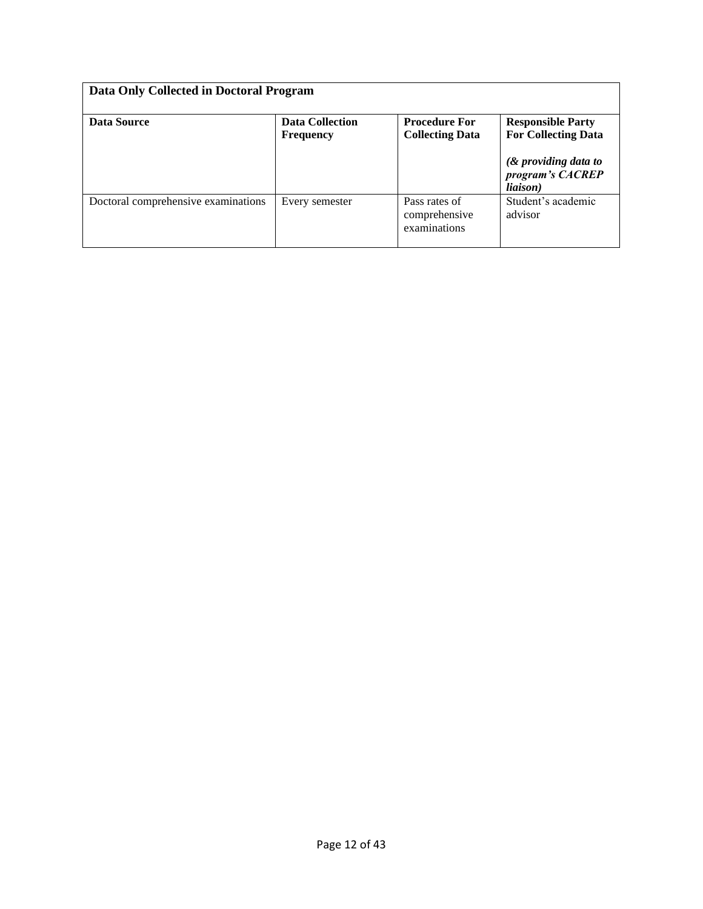| Data Only Collected in Doctoral Program | | | |
|---|---|---|---|
| **Data Source** | **Data Collection Frequency** | **Procedure For Collecting Data** | **Responsible Party For Collecting Data** <br><br> ***(& providing data to program's CACREP liaison)*** |
| Doctoral comprehensive examinations | Every semester | Pass rates of comprehensive examinations | Student's academic advisor |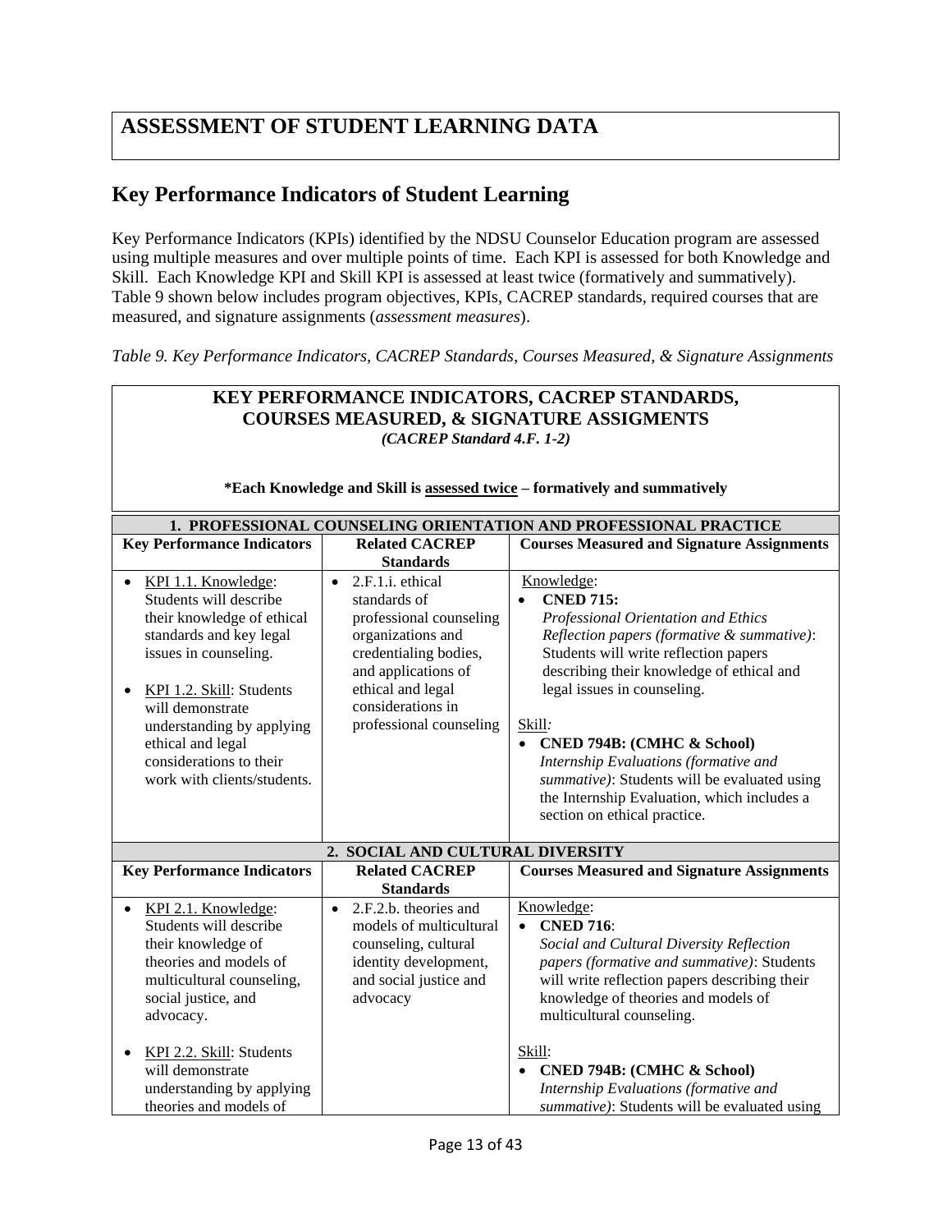# ASSESSMENT OF STUDENT LEARNING DATA

## Key Performance Indicators of Student Learning

Key Performance Indicators (KPIs) identified by the NDSU Counselor Education program are assessed using multiple measures and over multiple points of time. Each KPI is assessed for both Knowledge and Skill. Each Knowledge KPI and Skill KPI is assessed at least twice (formatively and summatively). Table 9 shown below includes program objectives, KPIs, CACREP standards, required courses that are measured, and signature assignments (*assessment measures*).

*Table 9. Key Performance Indicators, CACREP Standards, Courses Measured, & Signature Assignments*

**KEY PERFORMANCE INDICATORS, CACREP STANDARDS, COURSES MEASURED, & SIGNATURE ASSIGMENTS**
***(CACREP Standard 4.F. 1-2)***

**\*Each Knowledge and Skill is assessed twice – formatively and summatively**

| **1. PROFESSIONAL COUNSELING ORIENTATION AND PROFESSIONAL PRACTICE** | | |
|---|---|---|
| **Key Performance Indicators** | **Related CACREP Standards** | **Courses Measured and Signature Assignments** |
| • KPI 1.1. Knowledge: Students will describe their knowledge of ethical standards and key legal issues in counseling.<br><br>• KPI 1.2. Skill: Students will demonstrate understanding by applying ethical and legal considerations to their work with clients/students. | • 2.F.1.i. ethical standards of professional counseling organizations and credentialing bodies, and applications of ethical and legal considerations in professional counseling | Knowledge:<br>• **CNED 715:** *Professional Orientation and Ethics Reflection papers (formative & summative)*: Students will write reflection papers describing their knowledge of ethical and legal issues in counseling.<br><br>Skill*:*<br>• **CNED 794B: (CMHC & School)** *Internship Evaluations (formative and summative)*: Students will be evaluated using the Internship Evaluation, which includes a section on ethical practice. |
| **2. SOCIAL AND CULTURAL DIVERSITY** | | |
| **Key Performance Indicators** | **Related CACREP Standards** | **Courses Measured and Signature Assignments** |
| • KPI 2.1. Knowledge: Students will describe their knowledge of theories and models of multicultural counseling, social justice, and advocacy.<br><br>• KPI 2.2. Skill: Students will demonstrate understanding by applying theories and models of | • 2.F.2.b. theories and models of multicultural counseling, cultural identity development, and social justice and advocacy | Knowledge:<br>• **CNED 716**: *Social and Cultural Diversity Reflection papers (formative and summative)*: Students will write reflection papers describing their knowledge of theories and models of multicultural counseling.<br><br>Skill:<br>• **CNED 794B: (CMHC & School)** *Internship Evaluations (formative and summative)*: Students will be evaluated using |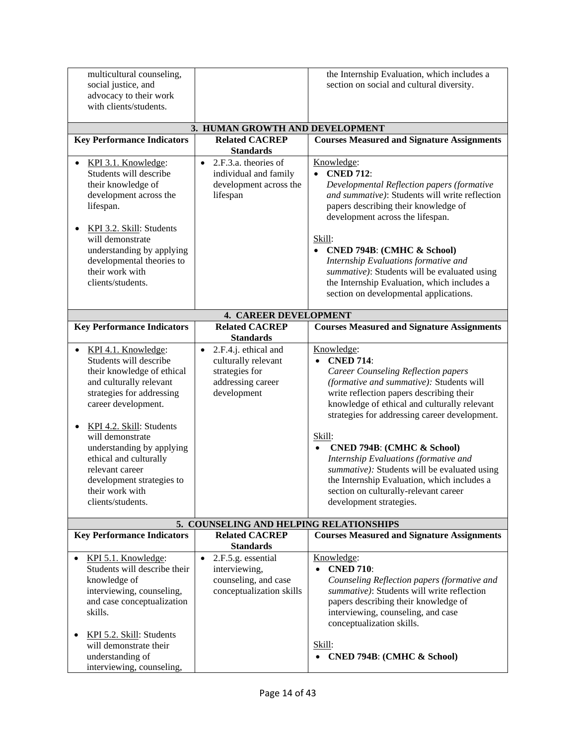| | | |
|---|---|---|
| multicultural counseling, social justice, and advocacy to their work with clients/students. | | the Internship Evaluation, which includes a section on social and cultural diversity. |
| **3. HUMAN GROWTH AND DEVELOPMENT** | | |
| **Key Performance Indicators** | **Related CACREP Standards** | **Courses Measured and Signature Assignments** |
| • KPI 3.1. Knowledge: Students will describe their knowledge of development across the lifespan.<br><br>• KPI 3.2. Skill: Students will demonstrate understanding by applying developmental theories to their work with clients/students. | • 2.F.3.a. theories of individual and family development across the lifespan | Knowledge:<br>• **CNED 712**: *Developmental Reflection papers (formative and summative)*: Students will write reflection papers describing their knowledge of development across the lifespan.<br><br>Skill:<br>• **CNED 794B**: **(CMHC & School)** *Internship Evaluations formative and summative)*: Students will be evaluated using the Internship Evaluation, which includes a section on developmental applications. |
| **4. CAREER DEVELOPMENT** | | |
| **Key Performance Indicators** | **Related CACREP Standards** | **Courses Measured and Signature Assignments** |
| • KPI 4.1. Knowledge: Students will describe their knowledge of ethical and culturally relevant strategies for addressing career development.<br><br>• KPI 4.2. Skill: Students will demonstrate understanding by applying ethical and culturally relevant career development strategies to their work with clients/students. | • 2.F.4.j. ethical and culturally relevant strategies for addressing career development | Knowledge:<br>• **CNED 714**: *Career Counseling Reflection papers (formative and summative):* Students will write reflection papers describing their knowledge of ethical and culturally relevant strategies for addressing career development.<br><br>Skill:<br>• **CNED 794B**: **(CMHC & School)** *Internship Evaluations (formative and summative):* Students will be evaluated using the Internship Evaluation, which includes a section on culturally-relevant career development strategies. |
| **5. COUNSELING AND HELPING RELATIONSHIPS** | | |
| **Key Performance Indicators** | **Related CACREP Standards** | **Courses Measured and Signature Assignments** |
| • KPI 5.1. Knowledge: Students will describe their knowledge of interviewing, counseling, and case conceptualization skills.<br><br>• KPI 5.2. Skill: Students will demonstrate their understanding of interviewing, counseling, | • 2.F.5.g. essential interviewing, counseling, and case conceptualization skills | Knowledge:<br>• **CNED 710**: *Counseling Reflection papers (formative and summative)*: Students will write reflection papers describing their knowledge of interviewing, counseling, and case conceptualization skills.<br><br>Skill:<br>• **CNED 794B**: **(CMHC & School)** |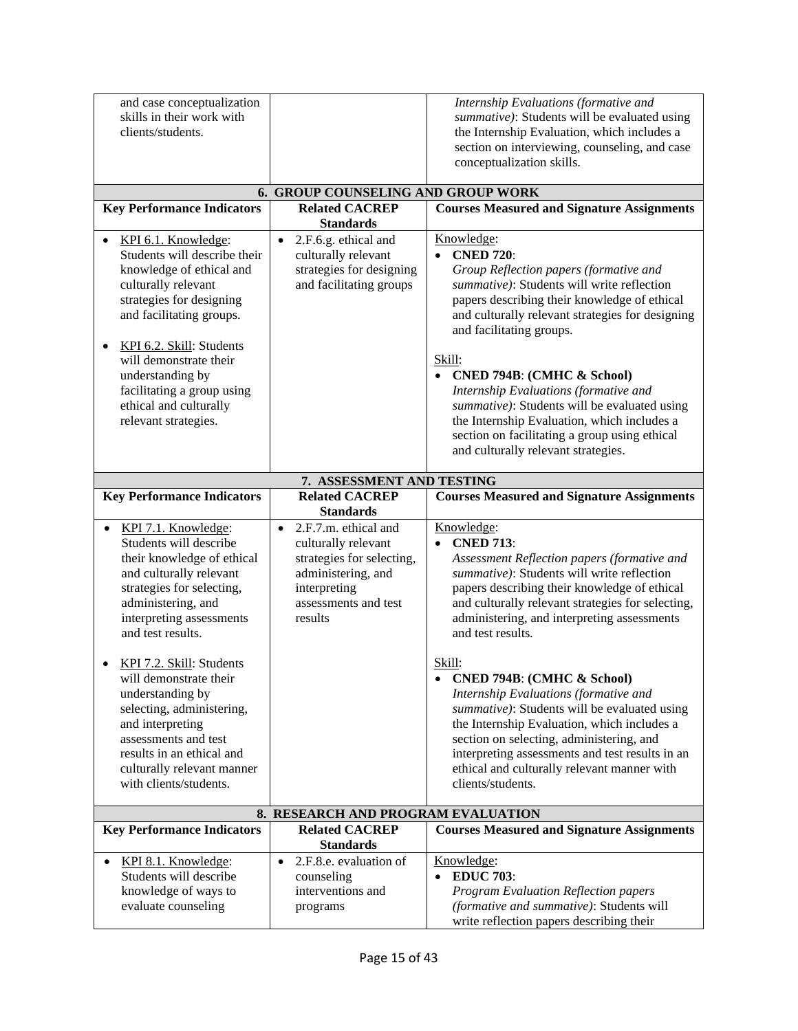| | | |
|---|---|---|
| and case conceptualization skills in their work with clients/students. | | *Internship Evaluations (formative and summative)*: Students will be evaluated using the Internship Evaluation, which includes a section on interviewing, counseling, and case conceptualization skills. |

| **6. GROUP COUNSELING AND GROUP WORK** | | |
|---|---|---|
| **Key Performance Indicators** | **Related CACREP Standards** | **Courses Measured and Signature Assignments** |
| • KPI 6.1. Knowledge: Students will describe their knowledge of ethical and culturally relevant strategies for designing and facilitating groups.<br><br>• KPI 6.2. Skill: Students will demonstrate their understanding by facilitating a group using ethical and culturally relevant strategies. | • 2.F.6.g. ethical and culturally relevant strategies for designing and facilitating groups | Knowledge:<br>• **CNED 720**:<br>*Group Reflection papers (formative and summative)*: Students will write reflection papers describing their knowledge of ethical and culturally relevant strategies for designing and facilitating groups.<br><br>Skill:<br>• **CNED 794B**: **(CMHC & School)**<br>*Internship Evaluations (formative and summative)*: Students will be evaluated using the Internship Evaluation, which includes a section on facilitating a group using ethical and culturally relevant strategies. |

| **7. ASSESSMENT AND TESTING** | | |
|---|---|---|
| **Key Performance Indicators** | **Related CACREP Standards** | **Courses Measured and Signature Assignments** |
| • KPI 7.1. Knowledge: Students will describe their knowledge of ethical and culturally relevant strategies for selecting, administering, and interpreting assessments and test results.<br><br>• KPI 7.2. Skill: Students will demonstrate their understanding by selecting, administering, and interpreting assessments and test results in an ethical and culturally relevant manner with clients/students. | • 2.F.7.m. ethical and culturally relevant strategies for selecting, administering, and interpreting assessments and test results | Knowledge:<br>• **CNED 713**:<br>*Assessment Reflection papers (formative and summative)*: Students will write reflection papers describing their knowledge of ethical and culturally relevant strategies for selecting, administering, and interpreting assessments and test results.<br><br>Skill:<br>• **CNED 794B**: **(CMHC & School)**<br>*Internship Evaluations (formative and summative)*: Students will be evaluated using the Internship Evaluation, which includes a section on selecting, administering, and interpreting assessments and test results in an ethical and culturally relevant manner with clients/students. |

| **8. RESEARCH AND PROGRAM EVALUATION** | | |
|---|---|---|
| **Key Performance Indicators** | **Related CACREP Standards** | **Courses Measured and Signature Assignments** |
| • KPI 8.1. Knowledge: Students will describe knowledge of ways to evaluate counseling | • 2.F.8.e. evaluation of counseling interventions and programs | Knowledge:<br>• **EDUC 703**:<br>*Program Evaluation Reflection papers (formative and summative)*: Students will write reflection papers describing their |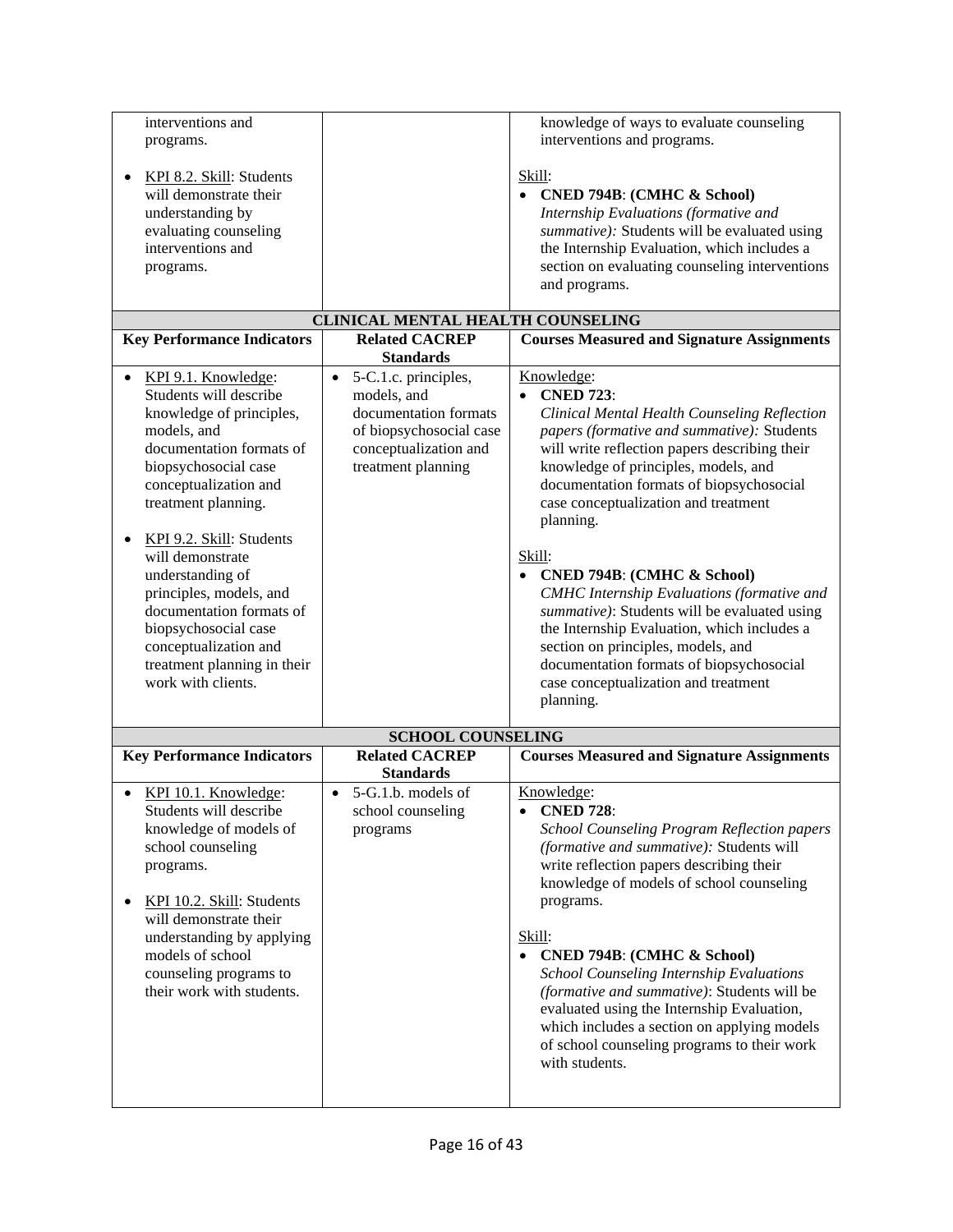| Key Performance Indicators | Related CACREP Standards | Courses Measured and Signature Assignments |
|---|---|---|
| interventions and programs.<br><br>• KPI 8.2. Skill: Students will demonstrate their understanding by evaluating counseling interventions and programs. | | knowledge of ways to evaluate counseling interventions and programs.<br><br>Skill:<br>• **CNED 794B**: **(CMHC & School)** *Internship Evaluations (formative and summative):* Students will be evaluated using the Internship Evaluation, which includes a section on evaluating counseling interventions and programs. |
| **CLINICAL MENTAL HEALTH COUNSELING** | | |
| **Key Performance Indicators** | **Related CACREP Standards** | **Courses Measured and Signature Assignments** |
| • KPI 9.1. Knowledge: Students will describe knowledge of principles, models, and documentation formats of biopsychosocial case conceptualization and treatment planning.<br><br>• KPI 9.2. Skill: Students will demonstrate understanding of principles, models, and documentation formats of biopsychosocial case conceptualization and treatment planning in their work with clients. | • 5-C.1.c. principles, models, and documentation formats of biopsychosocial case conceptualization and treatment planning | Knowledge:<br>• **CNED 723**: *Clinical Mental Health Counseling Reflection papers (formative and summative):* Students will write reflection papers describing their knowledge of principles, models, and documentation formats of biopsychosocial case conceptualization and treatment planning.<br><br>Skill:<br>• **CNED 794B**: **(CMHC & School)** *CMHC Internship Evaluations (formative and summative)*: Students will be evaluated using the Internship Evaluation, which includes a section on principles, models, and documentation formats of biopsychosocial case conceptualization and treatment planning. |
| **SCHOOL COUNSELING** | | |
| **Key Performance Indicators** | **Related CACREP Standards** | **Courses Measured and Signature Assignments** |
| • KPI 10.1. Knowledge: Students will describe knowledge of models of school counseling programs.<br><br>• KPI 10.2. Skill: Students will demonstrate their understanding by applying models of school counseling programs to their work with students. | • 5-G.1.b. models of school counseling programs | Knowledge:<br>• **CNED 728**: *School Counseling Program Reflection papers (formative and summative):* Students will write reflection papers describing their knowledge of models of school counseling programs.<br><br>Skill:<br>• **CNED 794B**: **(CMHC & School)** *School Counseling Internship Evaluations (formative and summative)*: Students will be evaluated using the Internship Evaluation, which includes a section on applying models of school counseling programs to their work with students. |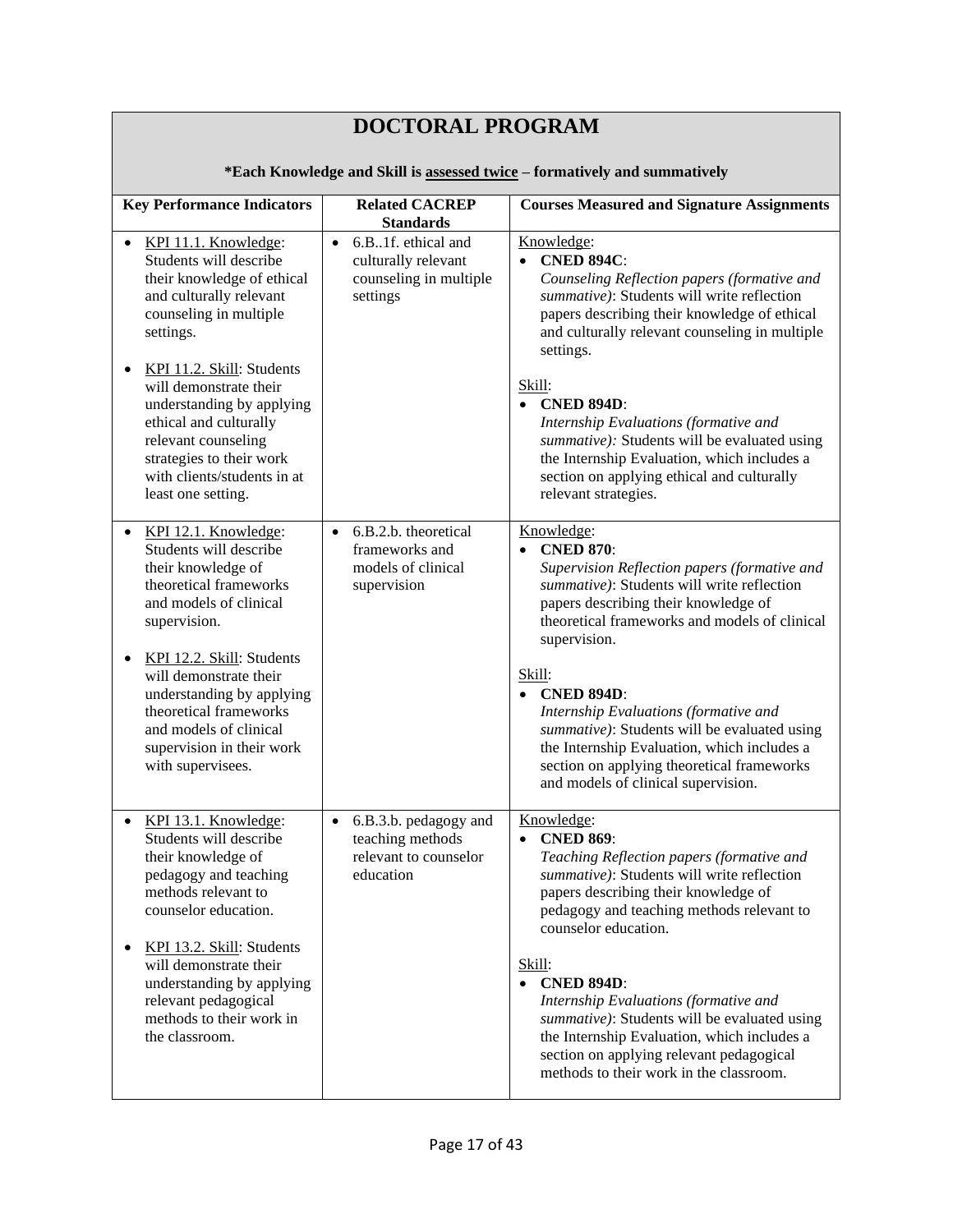# DOCTORAL PROGRAM

**\*Each Knowledge and Skill is assessed twice – formatively and summatively**

| Key Performance Indicators | Related CACREP Standards | Courses Measured and Signature Assignments |
|---|---|---|
| • KPI 11.1. Knowledge: Students will describe their knowledge of ethical and culturally relevant counseling in multiple settings.<br><br>• KPI 11.2. Skill: Students will demonstrate their understanding by applying ethical and culturally relevant counseling strategies to their work with clients/students in at least one setting. | • 6.B..1f. ethical and culturally relevant counseling in multiple settings | Knowledge:<br>• **CNED 894C**: *Counseling Reflection papers (formative and summative)*: Students will write reflection papers describing their knowledge of ethical and culturally relevant counseling in multiple settings.<br><br>Skill:<br>• **CNED 894D**: *Internship Evaluations (formative and summative):* Students will be evaluated using the Internship Evaluation, which includes a section on applying ethical and culturally relevant strategies. |
| • KPI 12.1. Knowledge: Students will describe their knowledge of theoretical frameworks and models of clinical supervision.<br><br>• KPI 12.2. Skill: Students will demonstrate their understanding by applying theoretical frameworks and models of clinical supervision in their work with supervisees. | • 6.B.2.b. theoretical frameworks and models of clinical supervision | Knowledge:<br>• **CNED 870**: *Supervision Reflection papers (formative and summative)*: Students will write reflection papers describing their knowledge of theoretical frameworks and models of clinical supervision.<br><br>Skill:<br>• **CNED 894D**: *Internship Evaluations (formative and summative)*: Students will be evaluated using the Internship Evaluation, which includes a section on applying theoretical frameworks and models of clinical supervision. |
| • KPI 13.1. Knowledge: Students will describe their knowledge of pedagogy and teaching methods relevant to counselor education.<br><br>• KPI 13.2. Skill: Students will demonstrate their understanding by applying relevant pedagogical methods to their work in the classroom. | • 6.B.3.b. pedagogy and teaching methods relevant to counselor education | Knowledge:<br>• **CNED 869**: *Teaching Reflection papers (formative and summative)*: Students will write reflection papers describing their knowledge of pedagogy and teaching methods relevant to counselor education.<br><br>Skill:<br>• **CNED 894D**: *Internship Evaluations (formative and summative)*: Students will be evaluated using the Internship Evaluation, which includes a section on applying relevant pedagogical methods to their work in the classroom. |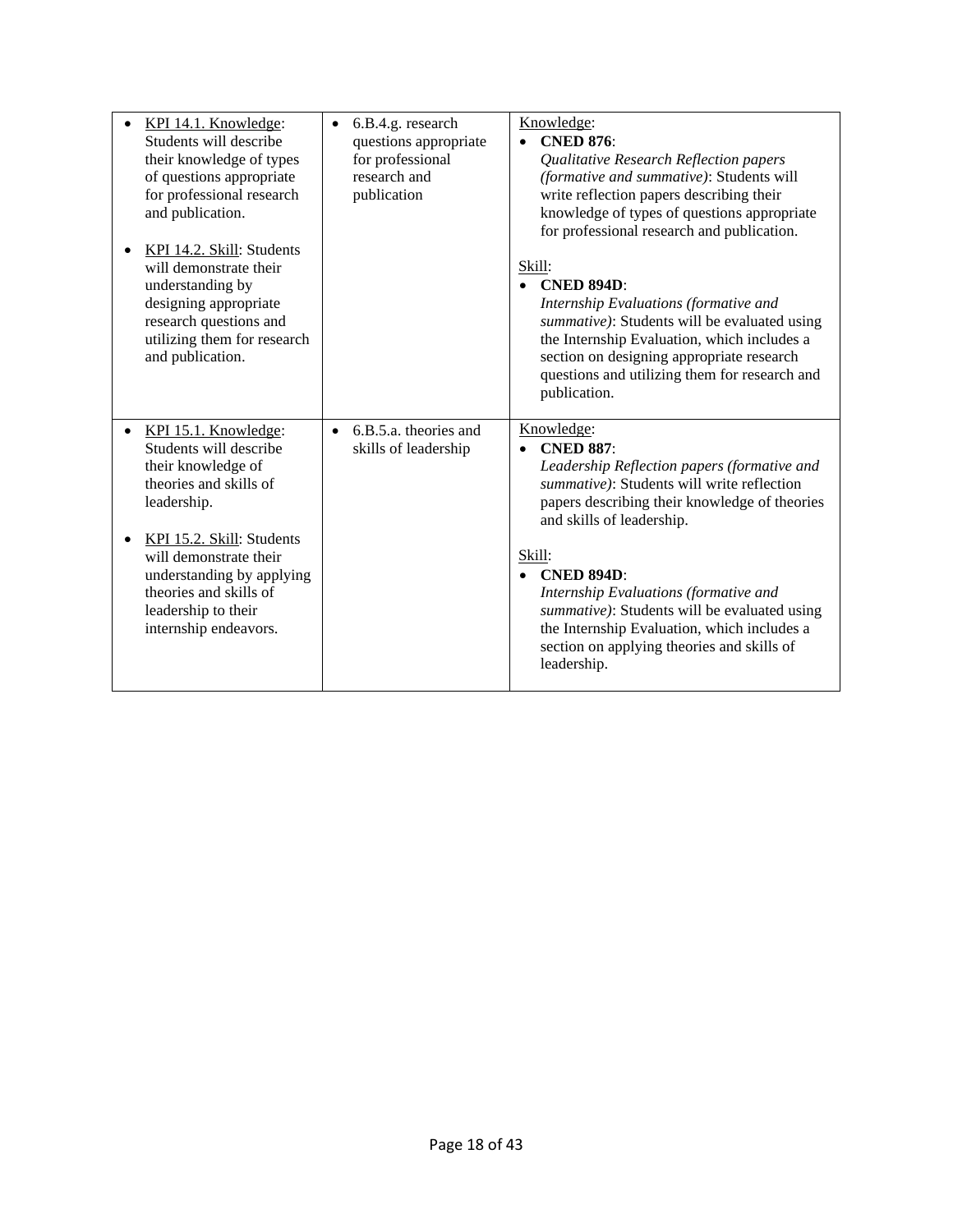| | | |
|---|---|---|
| • <u>KPI 14.1. Knowledge</u>: Students will describe their knowledge of types of questions appropriate for professional research and publication.<br><br>• <u>KPI 14.2. Skill</u>: Students will demonstrate their understanding by designing appropriate research questions and utilizing them for research and publication. | • 6.B.4.g. research questions appropriate for professional research and publication | <u>Knowledge</u>:<br>• **CNED 876**:<br>*Qualitative Research Reflection papers (formative and summative)*: Students will write reflection papers describing their knowledge of types of questions appropriate for professional research and publication.<br><br><u>Skill</u>:<br>• **CNED 894D**:<br>*Internship Evaluations (formative and summative)*: Students will be evaluated using the Internship Evaluation, which includes a section on designing appropriate research questions and utilizing them for research and publication. |
| • <u>KPI 15.1. Knowledge</u>: Students will describe their knowledge of theories and skills of leadership.<br><br>• <u>KPI 15.2. Skill</u>: Students will demonstrate their understanding by applying theories and skills of leadership to their internship endeavors. | • 6.B.5.a. theories and skills of leadership | <u>Knowledge</u>:<br>• **CNED 887**:<br>*Leadership Reflection papers (formative and summative)*: Students will write reflection papers describing their knowledge of theories and skills of leadership.<br><br><u>Skill</u>:<br>• **CNED 894D**:<br>*Internship Evaluations (formative and summative)*: Students will be evaluated using the Internship Evaluation, which includes a section on applying theories and skills of leadership. |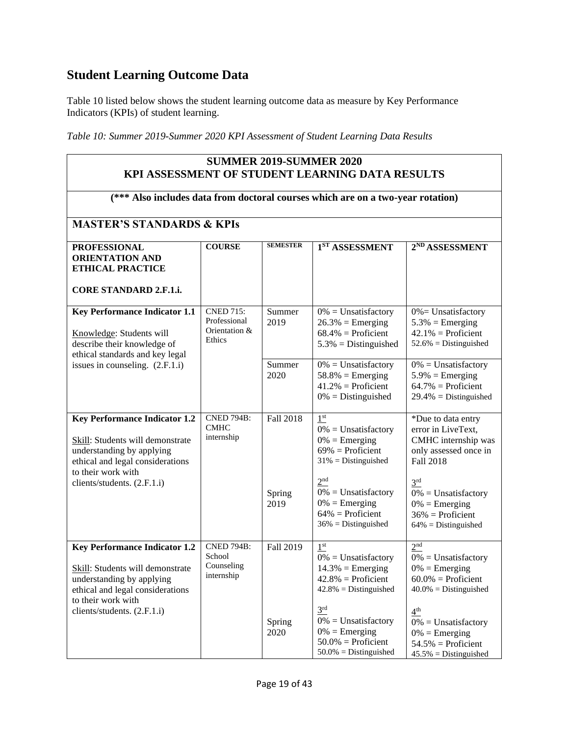## Student Learning Outcome Data

Table 10 listed below shows the student learning outcome data as measure by Key Performance Indicators (KPIs) of student learning.

*Table 10: Summer 2019-Summer 2020 KPI Assessment of Student Learning Data Results*

| **SUMMER 2019-SUMMER 2020 KPI ASSESSMENT OF STUDENT LEARNING DATA RESULTS** | | | | |
|---|---|---|---|---|
| **(\*\*\* Also includes data from doctoral courses which are on a two-year rotation)** | | | | |
| **MASTER'S STANDARDS & KPIs** | | | | |
| **PROFESSIONAL ORIENTATION AND ETHICAL PRACTICE**<br><br>**CORE STANDARD 2.F.1.i.** | **COURSE** | **SEMESTER** | **1ST ASSESSMENT** | **2ND ASSESSMENT** |
| **Key Performance Indicator 1.1**<br><br>Knowledge: Students will describe their knowledge of ethical standards and key legal issues in counseling. (2.F.1.i) | CNED 715: Professional Orientation & Ethics | Summer 2019 | 0% = Unsatisfactory<br>26.3% = Emerging<br>68.4% = Proficient<br>5.3% = Distinguished | 0%= Unsatisfactory<br>5.3% = Emerging<br>42.1% = Proficient<br>52.6% = Distinguished |
| | | Summer 2020 | 0% = Unsatisfactory<br>58.8% = Emerging<br>41.2% = Proficient<br>0% = Distinguished | 0% = Unsatisfactory<br>5.9% = Emerging<br>64.7% = Proficient<br>29.4% = Distinguished |
| **Key Performance Indicator 1.2**<br><br>Skill: Students will demonstrate understanding by applying ethical and legal considerations to their work with clients/students. (2.F.1.i) | CNED 794B: CMHC internship | Fall 2018<br><br><br><br><br>Spring 2019 | 1st<br>0% = Unsatisfactory<br>0% = Emerging<br>69% = Proficient<br>31% = Distinguished<br><br>2nd<br>0% = Unsatisfactory<br>0% = Emerging<br>64% = Proficient<br>36% = Distinguished | \*Due to data entry error in LiveText, CMHC internship was only assessed once in Fall 2018<br><br>3rd<br>0% = Unsatisfactory<br>0% = Emerging<br>36% = Proficient<br>64% = Distinguished |
| **Key Performance Indicator 1.2**<br><br>Skill: Students will demonstrate understanding by applying ethical and legal considerations to their work with clients/students. (2.F.1.i) | CNED 794B: School Counseling internship | Fall 2019<br><br><br><br><br>Spring 2020 | 1st<br>0% = Unsatisfactory<br>14.3% = Emerging<br>42.8% = Proficient<br>42.8% = Distinguished<br><br>3rd<br>0% = Unsatisfactory<br>0% = Emerging<br>50.0% = Proficient<br>50.0% = Distinguished | 2nd<br>0% = Unsatisfactory<br>0% = Emerging<br>60.0% = Proficient<br>40.0% = Distinguished<br><br>4th<br>0% = Unsatisfactory<br>0% = Emerging<br>54.5% = Proficient<br>45.5% = Distinguished |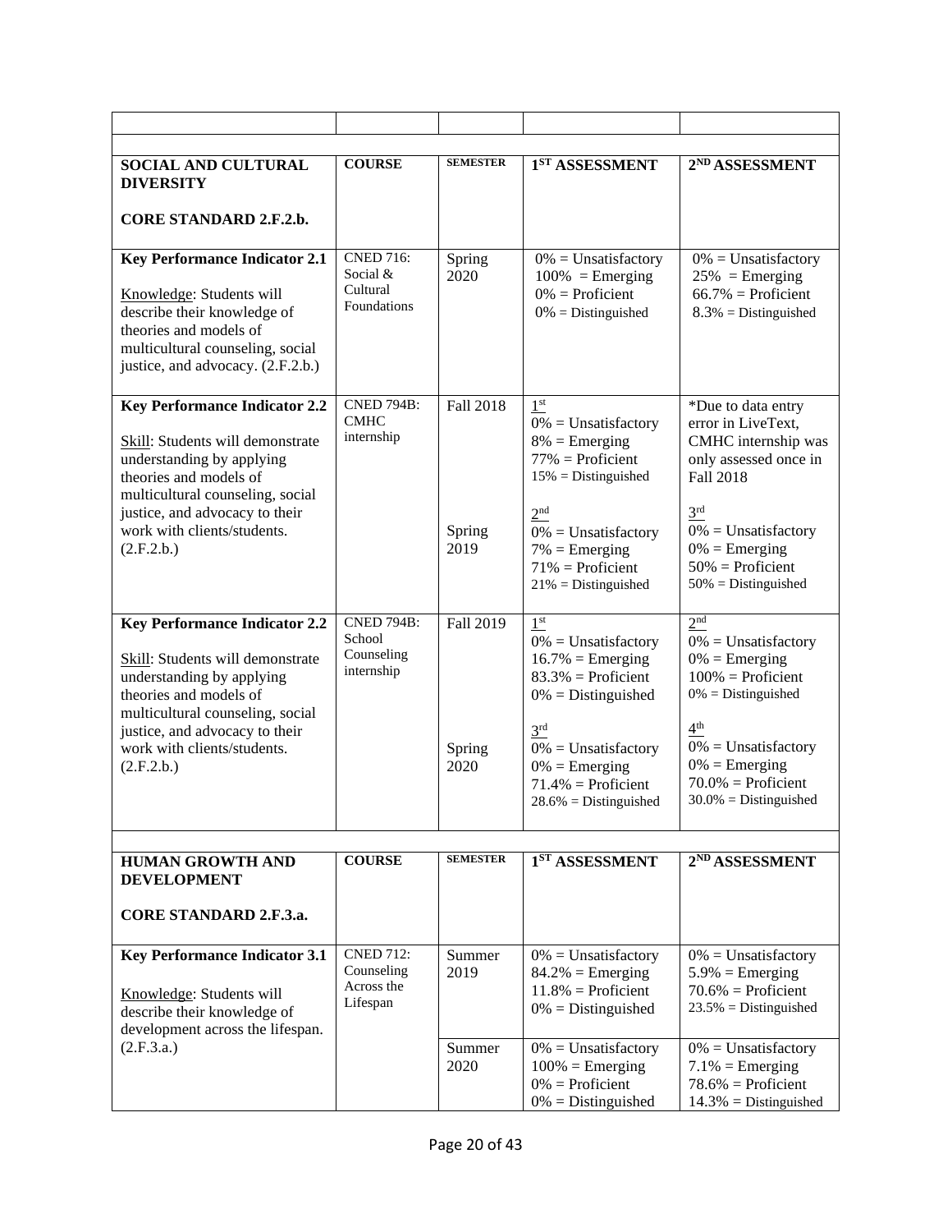| | | | | |
|---|---|---|---|---|
| **SOCIAL AND CULTURAL DIVERSITY**<br><br>**CORE STANDARD 2.F.2.b.** | **COURSE** | **SEMESTER** | **1ST ASSESSMENT** | **2ND ASSESSMENT** |
| **Key Performance Indicator 2.1**<br><br>Knowledge: Students will describe their knowledge of theories and models of multicultural counseling, social justice, and advocacy. (2.F.2.b.) | CNED 716: Social & Cultural Foundations | Spring 2020 | 0% = Unsatisfactory<br>100% = Emerging<br>0% = Proficient<br>0% = Distinguished | 0% = Unsatisfactory<br>25% = Emerging<br>66.7% = Proficient<br>8.3% = Distinguished |
| **Key Performance Indicator 2.2**<br><br>Skill: Students will demonstrate understanding by applying theories and models of multicultural counseling, social justice, and advocacy to their work with clients/students. (2.F.2.b.) | CNED 794B: CMHC internship | Fall 2018<br><br><br><br><br>Spring 2019 | 1st<br>0% = Unsatisfactory<br>8% = Emerging<br>77% = Proficient<br>15% = Distinguished<br><br>2nd<br>0% = Unsatisfactory<br>7% = Emerging<br>71% = Proficient<br>21% = Distinguished | *Due to data entry error in LiveText, CMHC internship was only assessed once in Fall 2018<br><br>3rd<br>0% = Unsatisfactory<br>0% = Emerging<br>50% = Proficient<br>50% = Distinguished |
| **Key Performance Indicator 2.2**<br><br>Skill: Students will demonstrate understanding by applying theories and models of multicultural counseling, social justice, and advocacy to their work with clients/students. (2.F.2.b.) | CNED 794B: School Counseling internship | Fall 2019<br><br><br><br><br>Spring 2020 | 1st<br>0% = Unsatisfactory<br>16.7% = Emerging<br>83.3% = Proficient<br>0% = Distinguished<br><br>3rd<br>0% = Unsatisfactory<br>0% = Emerging<br>71.4% = Proficient<br>28.6% = Distinguished | 2nd<br>0% = Unsatisfactory<br>0% = Emerging<br>100% = Proficient<br>0% = Distinguished<br><br>4th<br>0% = Unsatisfactory<br>0% = Emerging<br>70.0% = Proficient<br>30.0% = Distinguished |
| **HUMAN GROWTH AND DEVELOPMENT**<br><br>**CORE STANDARD 2.F.3.a.** | **COURSE** | **SEMESTER** | **1ST ASSESSMENT** | **2ND ASSESSMENT** |
| **Key Performance Indicator 3.1**<br><br>Knowledge: Students will describe their knowledge of development across the lifespan. (2.F.3.a.) | CNED 712: Counseling Across the Lifespan | Summer 2019 | 0% = Unsatisfactory<br>84.2% = Emerging<br>11.8% = Proficient<br>0% = Distinguished | 0% = Unsatisfactory<br>5.9% = Emerging<br>70.6% = Proficient<br>23.5% = Distinguished |
| | | Summer 2020 | 0% = Unsatisfactory<br>100% = Emerging<br>0% = Proficient<br>0% = Distinguished | 0% = Unsatisfactory<br>7.1% = Emerging<br>78.6% = Proficient<br>14.3% = Distinguished |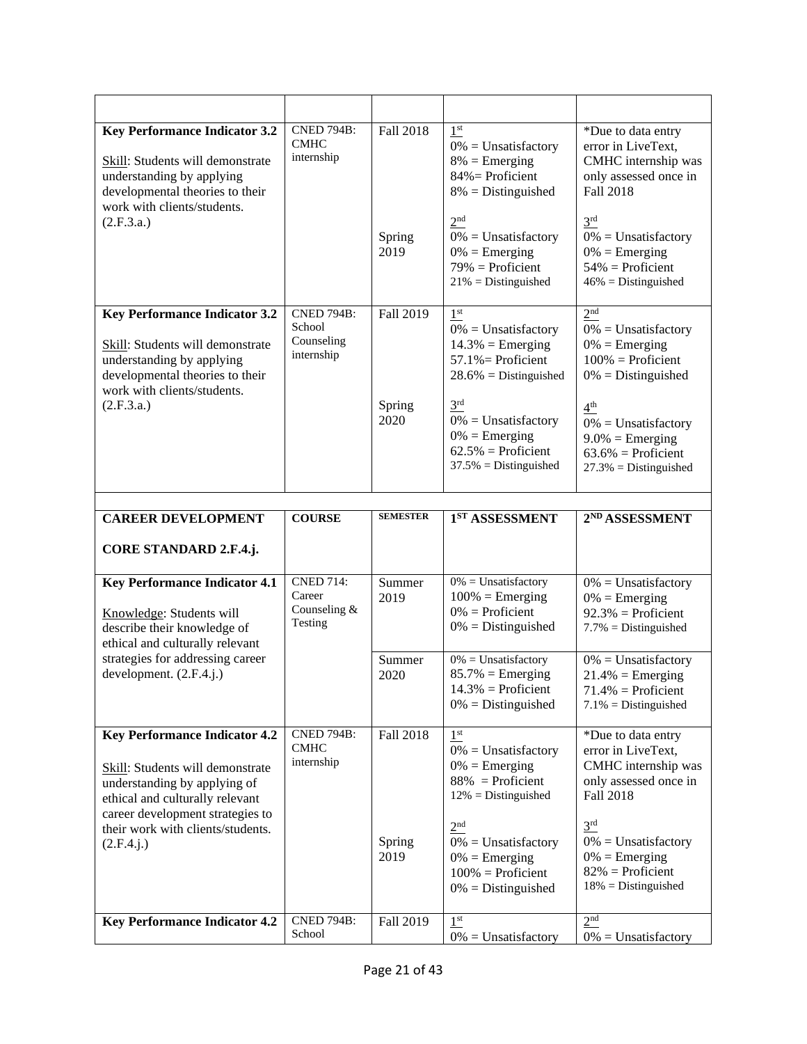| | | | | |
|---|---|---|---|---|
| **Key Performance Indicator 3.2**<br><br>Skill: Students will demonstrate understanding by applying developmental theories to their work with clients/students. (2.F.3.a.) | CNED 794B: CMHC internship | Fall 2018<br><br><br><br><br>Spring 2019 | 1st<br>0% = Unsatisfactory<br>8% = Emerging<br>84%= Proficient<br>8% = Distinguished<br><br>2nd<br>0% = Unsatisfactory<br>0% = Emerging<br>79% = Proficient<br>21% = Distinguished | *Due to data entry error in LiveText, CMHC internship was only assessed once in Fall 2018<br><br>3rd<br>0% = Unsatisfactory<br>0% = Emerging<br>54% = Proficient<br>46% = Distinguished |
| **Key Performance Indicator 3.2**<br><br>Skill: Students will demonstrate understanding by applying developmental theories to their work with clients/students. (2.F.3.a.) | CNED 794B: School Counseling internship | Fall 2019<br><br><br><br><br>Spring 2020 | 1st<br>0% = Unsatisfactory<br>14.3% = Emerging<br>57.1%= Proficient<br>28.6% = Distinguished<br><br>3rd<br>0% = Unsatisfactory<br>0% = Emerging<br>62.5% = Proficient<br>37.5% = Distinguished | 2nd<br>0% = Unsatisfactory<br>0% = Emerging<br>100% = Proficient<br>0% = Distinguished<br><br>4th<br>0% = Unsatisfactory<br>9.0% = Emerging<br>63.6% = Proficient<br>27.3% = Distinguished |
| | | | | |
| **CAREER DEVELOPMENT**<br><br>**CORE STANDARD 2.F.4.j.** | **COURSE** | **SEMESTER** | **1ST ASSESSMENT** | **2ND ASSESSMENT** |
| **Key Performance Indicator 4.1**<br><br>Knowledge: Students will describe their knowledge of ethical and culturally relevant strategies for addressing career development. (2.F.4.j.) | CNED 714: Career Counseling & Testing | Summer 2019 | 0% = Unsatisfactory<br>100% = Emerging<br>0% = Proficient<br>0% = Distinguished | 0% = Unsatisfactory<br>0% = Emerging<br>92.3% = Proficient<br>7.7% = Distinguished |
| | | Summer 2020 | 0% = Unsatisfactory<br>85.7% = Emerging<br>14.3% = Proficient<br>0% = Distinguished | 0% = Unsatisfactory<br>21.4% = Emerging<br>71.4% = Proficient<br>7.1% = Distinguished |
| **Key Performance Indicator 4.2**<br><br>Skill: Students will demonstrate understanding by applying of ethical and culturally relevant career development strategies to their work with clients/students. (2.F.4.j.) | CNED 794B: CMHC internship | Fall 2018<br><br><br><br><br>Spring 2019 | 1st<br>0% = Unsatisfactory<br>0% = Emerging<br>88% = Proficient<br>12% = Distinguished<br><br>2nd<br>0% = Unsatisfactory<br>0% = Emerging<br>100% = Proficient<br>0% = Distinguished | *Due to data entry error in LiveText, CMHC internship was only assessed once in Fall 2018<br><br>3rd<br>0% = Unsatisfactory<br>0% = Emerging<br>82% = Proficient<br>18% = Distinguished |
| **Key Performance Indicator 4.2** | CNED 794B: School | Fall 2019 | 1st<br>0% = Unsatisfactory | 2nd<br>0% = Unsatisfactory |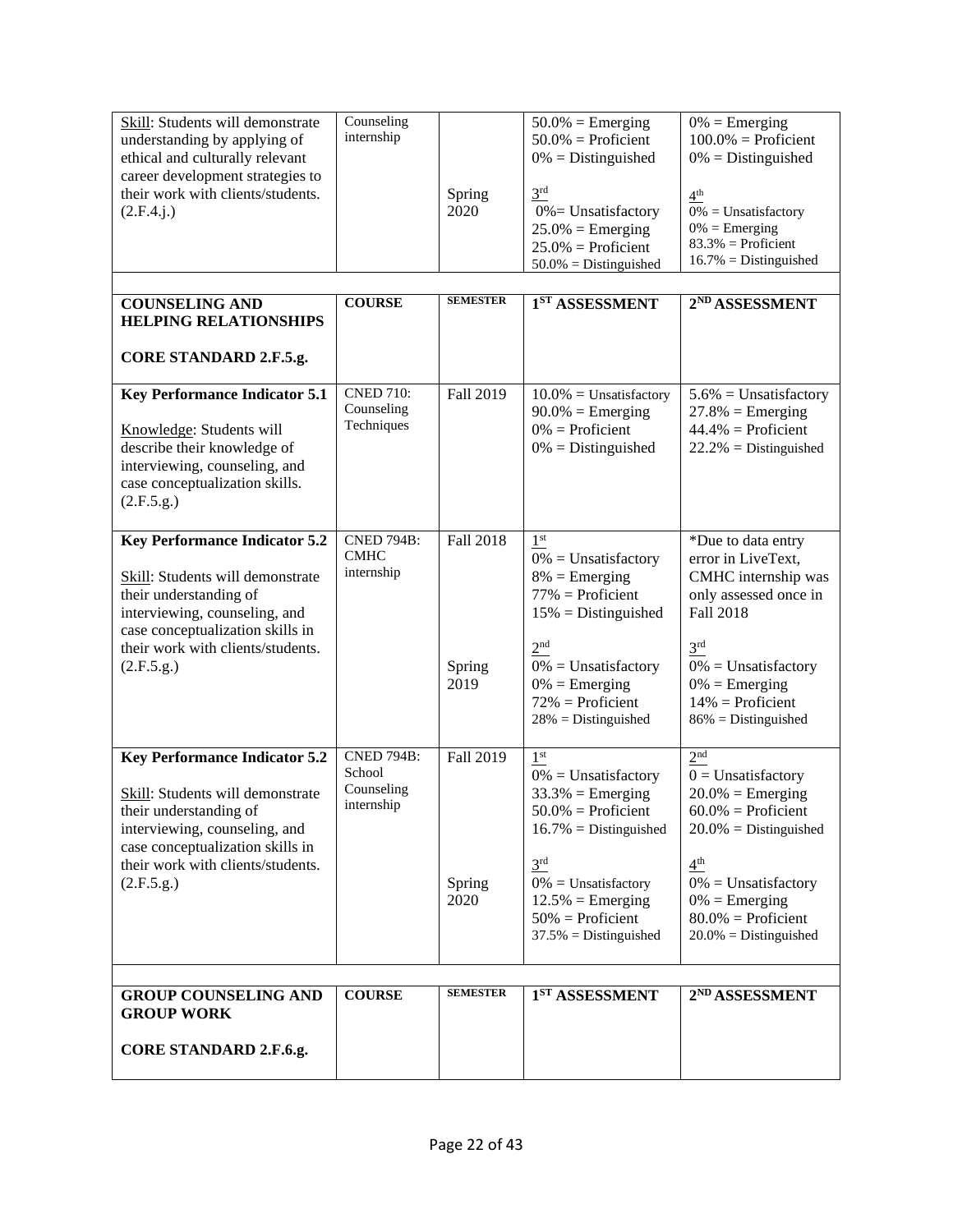| | | | | |
|---|---|---|---|---|
| Skill: Students will demonstrate understanding by applying of ethical and culturally relevant career development strategies to their work with clients/students. (2.F.4.j.) | Counseling internship | Spring 2020 | 50.0% = Emerging<br>50.0% = Proficient<br>0% = Distinguished<br><br>3rd<br>0%= Unsatisfactory<br>25.0% = Emerging<br>25.0% = Proficient<br>50.0% = Distinguished | 0% = Emerging<br>100.0% = Proficient<br>0% = Distinguished<br><br>4th<br>0% = Unsatisfactory<br>0% = Emerging<br>83.3% = Proficient<br>16.7% = Distinguished |
| | | | | |
| **COUNSELING AND HELPING RELATIONSHIPS**<br><br>**CORE STANDARD 2.F.5.g.** | **COURSE** | **SEMESTER** | **1ST ASSESSMENT** | **2ND ASSESSMENT** |
| **Key Performance Indicator 5.1**<br><br>Knowledge: Students will describe their knowledge of interviewing, counseling, and case conceptualization skills. (2.F.5.g.) | CNED 710: Counseling Techniques | Fall 2019 | 10.0% = Unsatisfactory<br>90.0% = Emerging<br>0% = Proficient<br>0% = Distinguished | 5.6% = Unsatisfactory<br>27.8% = Emerging<br>44.4% = Proficient<br>22.2% = Distinguished |
| **Key Performance Indicator 5.2**<br><br>Skill: Students will demonstrate their understanding of interviewing, counseling, and case conceptualization skills in their work with clients/students. (2.F.5.g.) | CNED 794B: CMHC internship | Fall 2018<br><br><br><br><br>Spring 2019 | 1st<br>0% = Unsatisfactory<br>8% = Emerging<br>77% = Proficient<br>15% = Distinguished<br><br>2nd<br>0% = Unsatisfactory<br>0% = Emerging<br>72% = Proficient<br>28% = Distinguished | *Due to data entry error in LiveText, CMHC internship was only assessed once in Fall 2018<br><br>3rd<br>0% = Unsatisfactory<br>0% = Emerging<br>14% = Proficient<br>86% = Distinguished |
| **Key Performance Indicator 5.2**<br><br>Skill: Students will demonstrate their understanding of interviewing, counseling, and case conceptualization skills in their work with clients/students. (2.F.5.g.) | CNED 794B: School Counseling internship | Fall 2019<br><br><br><br><br>Spring 2020 | 1st<br>0% = Unsatisfactory<br>33.3% = Emerging<br>50.0% = Proficient<br>16.7% = Distinguished<br><br>3rd<br>0% = Unsatisfactory<br>12.5% = Emerging<br>50% = Proficient<br>37.5% = Distinguished | 2nd<br>0 = Unsatisfactory<br>20.0% = Emerging<br>60.0% = Proficient<br>20.0% = Distinguished<br><br>4th<br>0% = Unsatisfactory<br>0% = Emerging<br>80.0% = Proficient<br>20.0% = Distinguished |
| | | | | |
| **GROUP COUNSELING AND GROUP WORK**<br><br>**CORE STANDARD 2.F.6.g.** | **COURSE** | **SEMESTER** | **1ST ASSESSMENT** | **2ND ASSESSMENT** |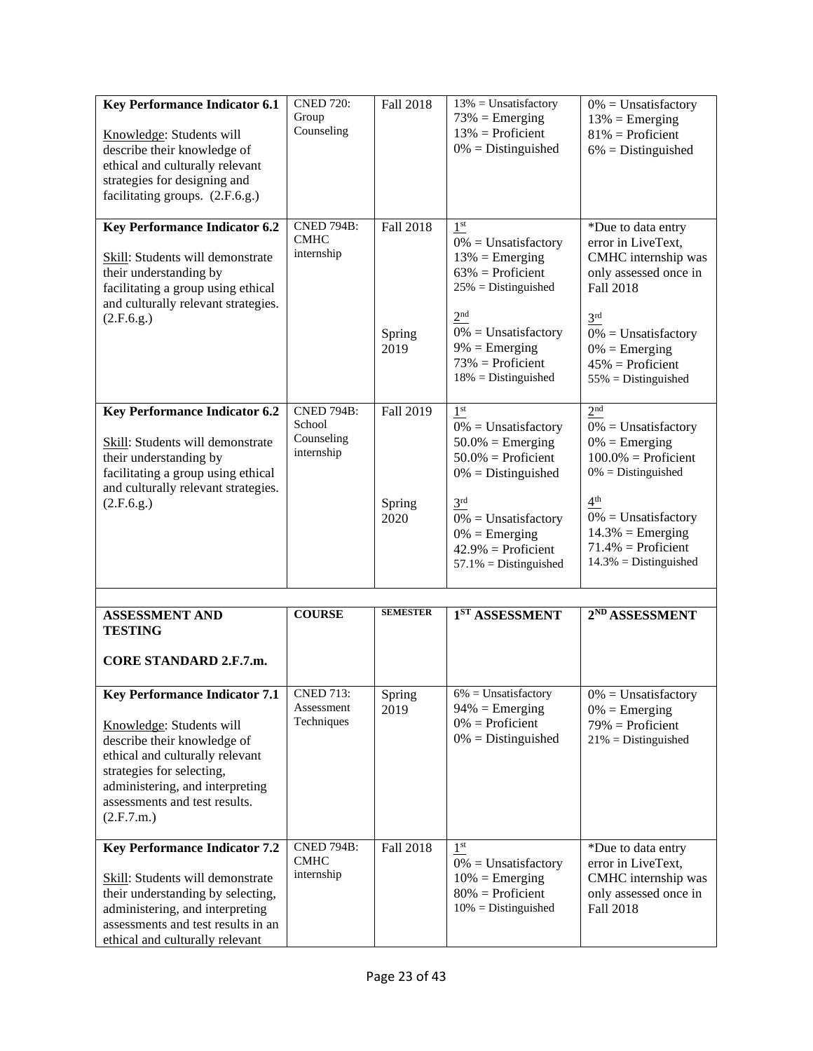| | | | | |
|---|---|---|---|---|
| **Key Performance Indicator 6.1**<br><br>Knowledge: Students will describe their knowledge of ethical and culturally relevant strategies for designing and facilitating groups. (2.F.6.g.) | CNED 720: Group Counseling | Fall 2018 | 13% = Unsatisfactory<br>73% = Emerging<br>13% = Proficient<br>0% = Distinguished | 0% = Unsatisfactory<br>13% = Emerging<br>81% = Proficient<br>6% = Distinguished |
| **Key Performance Indicator 6.2**<br><br>Skill: Students will demonstrate their understanding by facilitating a group using ethical and culturally relevant strategies. (2.F.6.g.) | CNED 794B: CMHC internship | Fall 2018<br><br><br><br><br>Spring 2019 | 1st<br>0% = Unsatisfactory<br>13% = Emerging<br>63% = Proficient<br>25% = Distinguished<br><br>2nd<br>0% = Unsatisfactory<br>9% = Emerging<br>73% = Proficient<br>18% = Distinguished | *Due to data entry error in LiveText, CMHC internship was only assessed once in Fall 2018<br><br>3rd<br>0% = Unsatisfactory<br>0% = Emerging<br>45% = Proficient<br>55% = Distinguished |
| **Key Performance Indicator 6.2**<br><br>Skill: Students will demonstrate their understanding by facilitating a group using ethical and culturally relevant strategies. (2.F.6.g.) | CNED 794B: School Counseling internship | Fall 2019<br><br><br><br><br>Spring 2020 | 1st<br>0% = Unsatisfactory<br>50.0% = Emerging<br>50.0% = Proficient<br>0% = Distinguished<br><br>3rd<br>0% = Unsatisfactory<br>0% = Emerging<br>42.9% = Proficient<br>57.1% = Distinguished | 2nd<br>0% = Unsatisfactory<br>0% = Emerging<br>100.0% = Proficient<br>0% = Distinguished<br><br>4th<br>0% = Unsatisfactory<br>14.3% = Emerging<br>71.4% = Proficient<br>14.3% = Distinguished |
| | | | | |
| **ASSESSMENT AND TESTING**<br><br>**CORE STANDARD 2.F.7.m.** | **COURSE** | **SEMESTER** | **1ST ASSESSMENT** | **2ND ASSESSMENT** |
| **Key Performance Indicator 7.1**<br><br>Knowledge: Students will describe their knowledge of ethical and culturally relevant strategies for selecting, administering, and interpreting assessments and test results. (2.F.7.m.) | CNED 713: Assessment Techniques | Spring 2019 | 6% = Unsatisfactory<br>94% = Emerging<br>0% = Proficient<br>0% = Distinguished | 0% = Unsatisfactory<br>0% = Emerging<br>79% = Proficient<br>21% = Distinguished |
| **Key Performance Indicator 7.2**<br><br>Skill: Students will demonstrate their understanding by selecting, administering, and interpreting assessments and test results in an ethical and culturally relevant | CNED 794B: CMHC internship | Fall 2018 | 1st<br>0% = Unsatisfactory<br>10% = Emerging<br>80% = Proficient<br>10% = Distinguished | *Due to data entry error in LiveText, CMHC internship was only assessed once in Fall 2018 |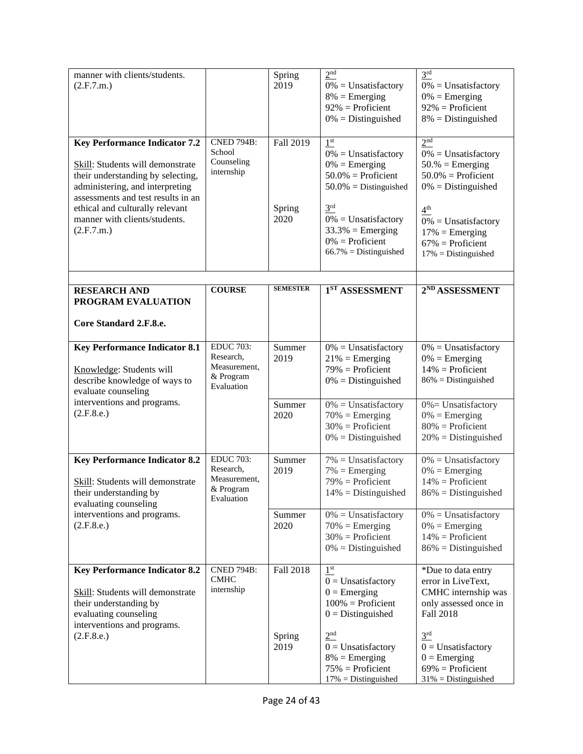| | | | | |
|---|---|---|---|---|
| manner with clients/students. (2.F.7.m.) | | Spring 2019 | 2nd<br>0% = Unsatisfactory<br>8% = Emerging<br>92% = Proficient<br>0% = Distinguished | 3rd<br>0% = Unsatisfactory<br>0% = Emerging<br>92% = Proficient<br>8% = Distinguished |
| **Key Performance Indicator 7.2**<br><br>Skill: Students will demonstrate their understanding by selecting, administering, and interpreting assessments and test results in an ethical and culturally relevant manner with clients/students. (2.F.7.m.) | CNED 794B: School Counseling internship | Fall 2019<br><br><br><br><br>Spring 2020 | 1st<br>0% = Unsatisfactory<br>0% = Emerging<br>50.0% = Proficient<br>50.0% = Distinguished<br><br>3rd<br>0% = Unsatisfactory<br>33.3% = Emerging<br>0% = Proficient<br>66.7% = Distinguished | 2nd<br>0% = Unsatisfactory<br>50.% = Emerging<br>50.0% = Proficient<br>0% = Distinguished<br><br>4th<br>0% = Unsatisfactory<br>17% = Emerging<br>67% = Proficient<br>17% = Distinguished |

| **RESEARCH AND PROGRAM EVALUATION**<br><br>**Core Standard 2.F.8.e.** | **COURSE** | **SEMESTER** | **1ST ASSESSMENT** | **2ND ASSESSMENT** |
|---|---|---|---|---|
| **Key Performance Indicator 8.1**<br><br>Knowledge: Students will describe knowledge of ways to evaluate counseling interventions and programs. (2.F.8.e.) | EDUC 703: Research, Measurement, & Program Evaluation | Summer 2019 | 0% = Unsatisfactory<br>21% = Emerging<br>79% = Proficient<br>0% = Distinguished | 0% = Unsatisfactory<br>0% = Emerging<br>14% = Proficient<br>86% = Distinguished |
| | | Summer 2020 | 0% = Unsatisfactory<br>70% = Emerging<br>30% = Proficient<br>0% = Distinguished | 0%= Unsatisfactory<br>0% = Emerging<br>80% = Proficient<br>20% = Distinguished |
| **Key Performance Indicator 8.2**<br><br>Skill: Students will demonstrate their understanding by evaluating counseling interventions and programs. (2.F.8.e.) | EDUC 703: Research, Measurement, & Program Evaluation | Summer 2019 | 7% = Unsatisfactory<br>7% = Emerging<br>79% = Proficient<br>14% = Distinguished | 0% = Unsatisfactory<br>0% = Emerging<br>14% = Proficient<br>86% = Distinguished |
| | | Summer 2020 | 0% = Unsatisfactory<br>70% = Emerging<br>30% = Proficient<br>0% = Distinguished | 0% = Unsatisfactory<br>0% = Emerging<br>14% = Proficient<br>86% = Distinguished |
| **Key Performance Indicator 8.2**<br><br>Skill: Students will demonstrate their understanding by evaluating counseling interventions and programs. (2.F.8.e.) | CNED 794B: CMHC internship | Fall 2018<br><br><br><br><br>Spring 2019 | 1st<br>0 = Unsatisfactory<br>0 = Emerging<br>100% = Proficient<br>0 = Distinguished<br><br>2nd<br>0 = Unsatisfactory<br>8% = Emerging<br>75% = Proficient<br>17% = Distinguished | *Due to data entry error in LiveText, CMHC internship was only assessed once in Fall 2018<br><br>3rd<br>0 = Unsatisfactory<br>0 = Emerging<br>69% = Proficient<br>31% = Distinguished |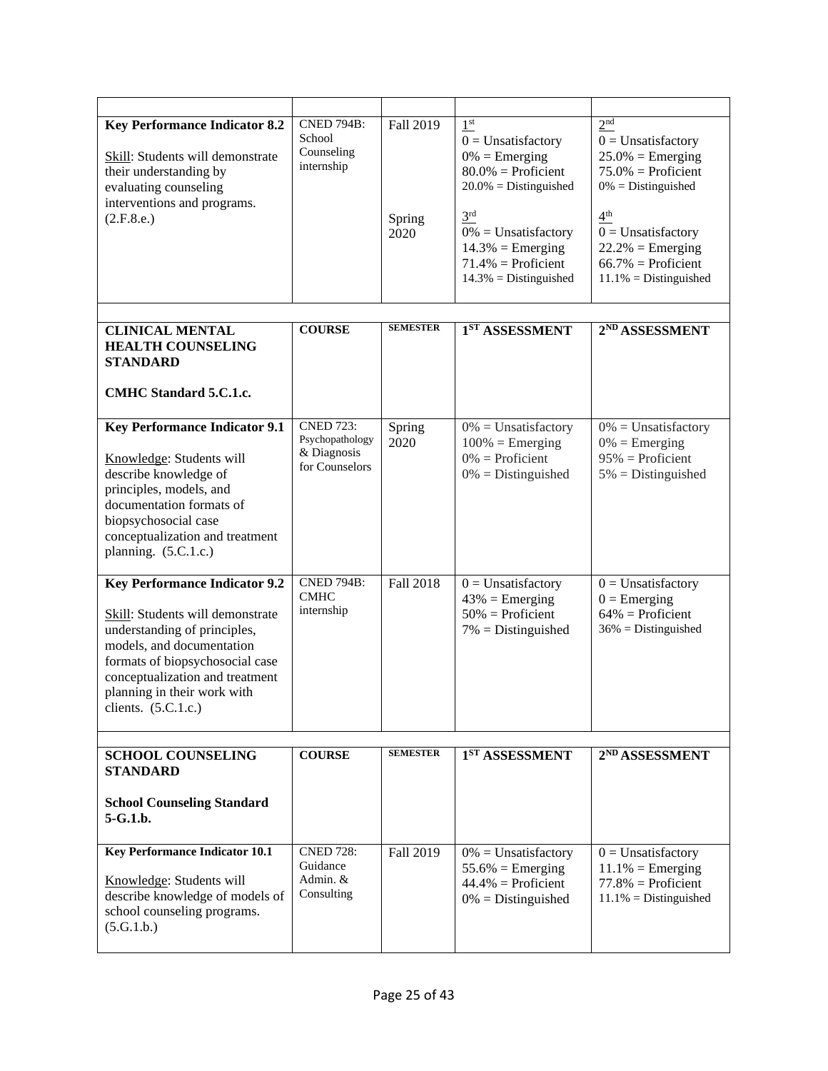| | | | | |
|---|---|---|---|---|
| **Key Performance Indicator 8.2**<br><br>Skill: Students will demonstrate their understanding by evaluating counseling interventions and programs. (2.F.8.e.) | CNED 794B: School Counseling internship | Fall 2019<br><br>Spring 2020 | 1st<br>0 = Unsatisfactory<br>0% = Emerging<br>80.0% = Proficient<br>20.0% = Distinguished<br><br>3rd<br>0% = Unsatisfactory<br>14.3% = Emerging<br>71.4% = Proficient<br>14.3% = Distinguished | 2nd<br>0 = Unsatisfactory<br>25.0% = Emerging<br>75.0% = Proficient<br>0% = Distinguished<br><br>4th<br>0 = Unsatisfactory<br>22.2% = Emerging<br>66.7% = Proficient<br>11.1% = Distinguished |
| **CLINICAL MENTAL HEALTH COUNSELING STANDARD**<br><br>**CMHC Standard 5.C.1.c.** | **COURSE** | **SEMESTER** | **1ST ASSESSMENT** | **2ND ASSESSMENT** |
| **Key Performance Indicator 9.1**<br><br>Knowledge: Students will describe knowledge of principles, models, and documentation formats of biopsychosocial case conceptualization and treatment planning. (5.C.1.c.) | CNED 723: Psychopathology & Diagnosis for Counselors | Spring 2020 | 0% = Unsatisfactory<br>100% = Emerging<br>0% = Proficient<br>0% = Distinguished | 0% = Unsatisfactory<br>0% = Emerging<br>95% = Proficient<br>5% = Distinguished |
| **Key Performance Indicator 9.2**<br><br>Skill: Students will demonstrate understanding of principles, models, and documentation formats of biopsychosocial case conceptualization and treatment planning in their work with clients. (5.C.1.c.) | CNED 794B: CMHC internship | Fall 2018 | 0 = Unsatisfactory<br>43% = Emerging<br>50% = Proficient<br>7% = Distinguished | 0 = Unsatisfactory<br>0 = Emerging<br>64% = Proficient<br>36% = Distinguished |
| **SCHOOL COUNSELING STANDARD**<br><br>**School Counseling Standard 5-G.1.b.** | **COURSE** | **SEMESTER** | **1ST ASSESSMENT** | **2ND ASSESSMENT** |
| **Key Performance Indicator 10.1**<br><br>Knowledge: Students will describe knowledge of models of school counseling programs. (5.G.1.b.) | CNED 728: Guidance Admin. & Consulting | Fall 2019 | 0% = Unsatisfactory<br>55.6% = Emerging<br>44.4% = Proficient<br>0% = Distinguished | 0 = Unsatisfactory<br>11.1% = Emerging<br>77.8% = Proficient<br>11.1% = Distinguished |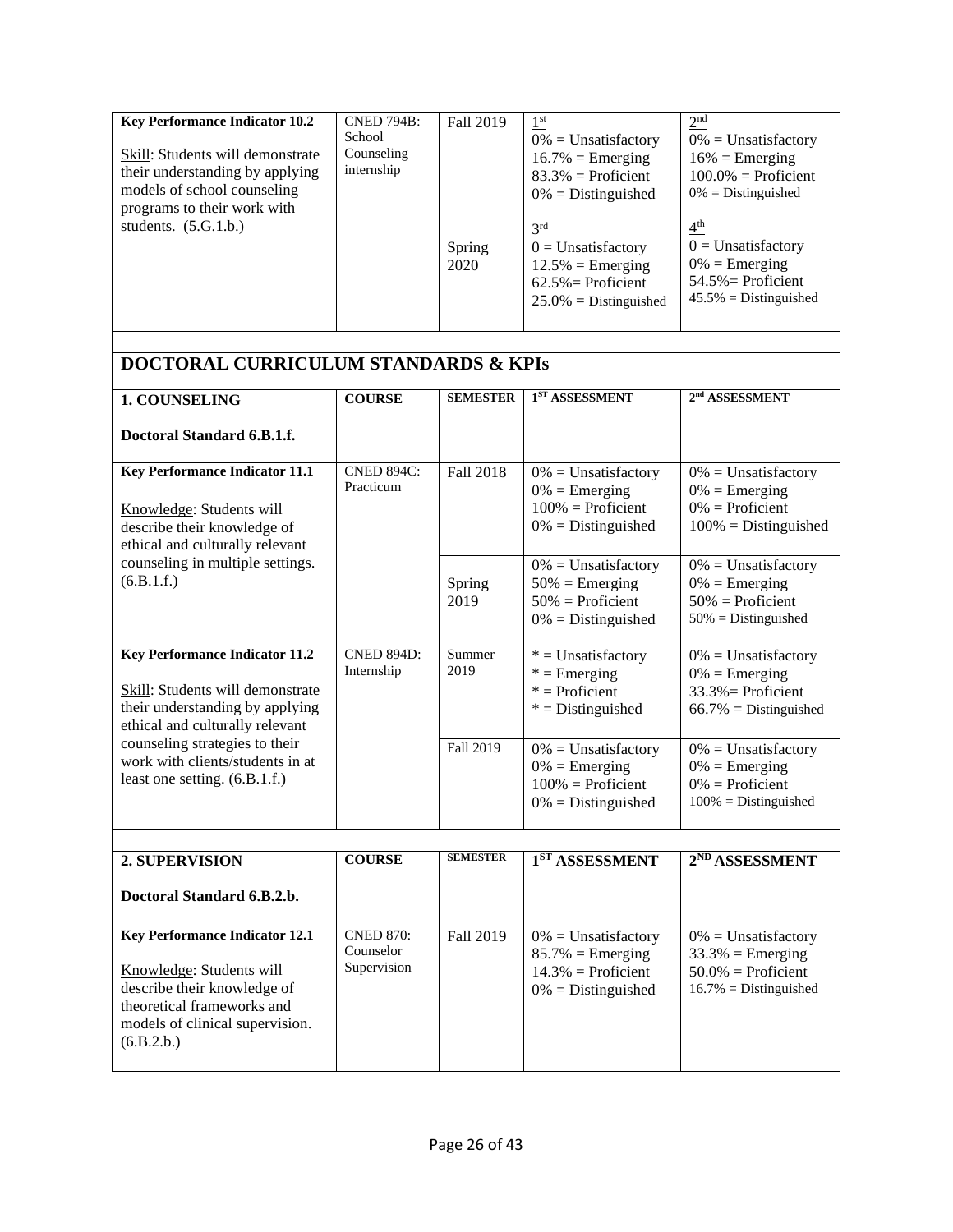| **Key Performance Indicator 10.2**<br><br>Skill: Students will demonstrate their understanding by applying models of school counseling programs to their work with students. (5.G.1.b.) | CNED 794B: School Counseling internship | Fall 2019<br><br><br><br><br>Spring 2020 | 1st<br>0% = Unsatisfactory<br>16.7% = Emerging<br>83.3% = Proficient<br>0% = Distinguished<br><br>3rd<br>0 = Unsatisfactory<br>12.5% = Emerging<br>62.5%= Proficient<br>25.0% = Distinguished | 2nd<br>0% = Unsatisfactory<br>16% = Emerging<br>100.0% = Proficient<br>0% = Distinguished<br><br>4th<br>0 = Unsatisfactory<br>0% = Emerging<br>54.5%= Proficient<br>45.5% = Distinguished |
|---|---|---|---|---|

## DOCTORAL CURRICULUM STANDARDS & KPIs

| **1. COUNSELING**<br><br>**Doctoral Standard 6.B.1.f.** | **COURSE** | **SEMESTER** | **1ST ASSESSMENT** | **2nd ASSESSMENT** |
|---|---|---|---|---|
| **Key Performance Indicator 11.1**<br><br>Knowledge: Students will describe their knowledge of ethical and culturally relevant counseling in multiple settings. (6.B.1.f.) | CNED 894C: Practicum | Fall 2018 | 0% = Unsatisfactory<br>0% = Emerging<br>100% = Proficient<br>0% = Distinguished | 0% = Unsatisfactory<br>0% = Emerging<br>0% = Proficient<br>100% = Distinguished |
| | | Spring 2019 | 0% = Unsatisfactory<br>50% = Emerging<br>50% = Proficient<br>0% = Distinguished | 0% = Unsatisfactory<br>0% = Emerging<br>50% = Proficient<br>50% = Distinguished |
| **Key Performance Indicator 11.2**<br><br>Skill: Students will demonstrate their understanding by applying ethical and culturally relevant counseling strategies to their work with clients/students in at least one setting. (6.B.1.f.) | CNED 894D: Internship | Summer 2019 | * = Unsatisfactory<br>* = Emerging<br>* = Proficient<br>* = Distinguished | 0% = Unsatisfactory<br>0% = Emerging<br>33.3%= Proficient<br>66.7% = Distinguished |
| | | Fall 2019 | 0% = Unsatisfactory<br>0% = Emerging<br>100% = Proficient<br>0% = Distinguished | 0% = Unsatisfactory<br>0% = Emerging<br>0% = Proficient<br>100% = Distinguished |

| **2. SUPERVISION**<br><br>**Doctoral Standard 6.B.2.b.** | **COURSE** | **SEMESTER** | **1ST ASSESSMENT** | **2ND ASSESSMENT** |
|---|---|---|---|---|
| **Key Performance Indicator 12.1**<br><br>Knowledge: Students will describe their knowledge of theoretical frameworks and models of clinical supervision. (6.B.2.b.) | CNED 870: Counselor Supervision | Fall 2019 | 0% = Unsatisfactory<br>85.7% = Emerging<br>14.3% = Proficient<br>0% = Distinguished | 0% = Unsatisfactory<br>33.3% = Emerging<br>50.0% = Proficient<br>16.7% = Distinguished |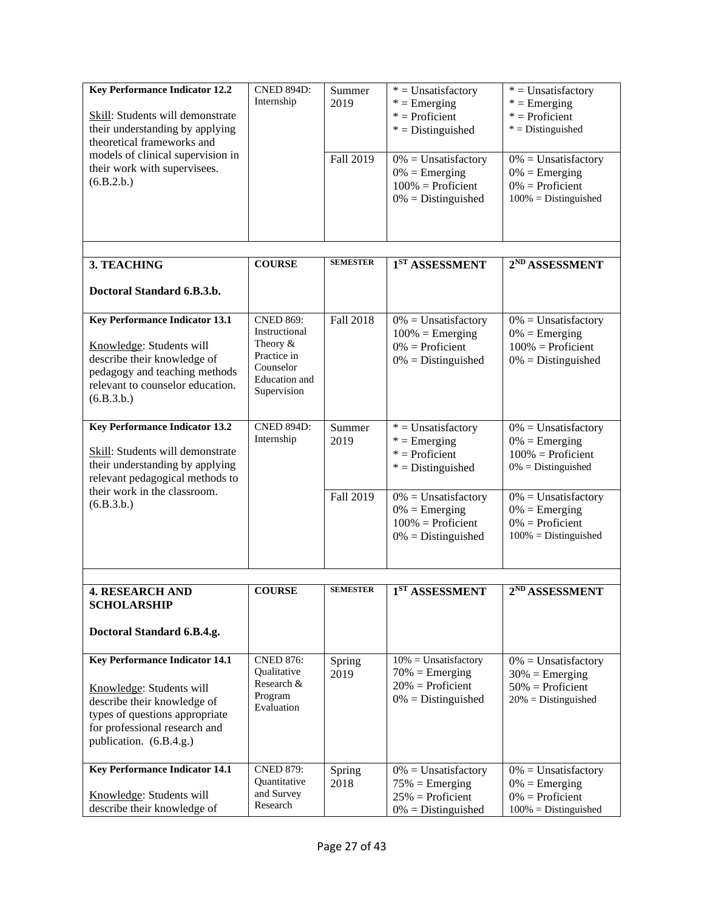| **Key Performance Indicator 12.2**<br><br>Skill: Students will demonstrate their understanding by applying theoretical frameworks and models of clinical supervision in their work with supervisees. (6.B.2.b.) | CNED 894D: Internship | Summer 2019 | * = Unsatisfactory<br>* = Emerging<br>* = Proficient<br>* = Distinguished | * = Unsatisfactory<br>* = Emerging<br>* = Proficient<br>* = Distinguished |
|---|---|---|---|---|
| | | Fall 2019 | 0% = Unsatisfactory<br>0% = Emerging<br>100% = Proficient<br>0% = Distinguished | 0% = Unsatisfactory<br>0% = Emerging<br>0% = Proficient<br>100% = Distinguished |

| **3. TEACHING**<br><br>**Doctoral Standard 6.B.3.b.** | **COURSE** | **SEMESTER** | **1ST ASSESSMENT** | **2ND ASSESSMENT** |
|---|---|---|---|---|
| **Key Performance Indicator 13.1**<br><br>Knowledge: Students will describe their knowledge of pedagogy and teaching methods relevant to counselor education. (6.B.3.b.) | CNED 869: Instructional Theory & Practice in Counselor Education and Supervision | Fall 2018 | 0% = Unsatisfactory<br>100% = Emerging<br>0% = Proficient<br>0% = Distinguished | 0% = Unsatisfactory<br>0% = Emerging<br>100% = Proficient<br>0% = Distinguished |
| **Key Performance Indicator 13.2**<br><br>Skill: Students will demonstrate their understanding by applying relevant pedagogical methods to their work in the classroom. (6.B.3.b.) | CNED 894D: Internship | Summer 2019 | * = Unsatisfactory<br>* = Emerging<br>* = Proficient<br>* = Distinguished | 0% = Unsatisfactory<br>0% = Emerging<br>100% = Proficient<br>0% = Distinguished |
| | | Fall 2019 | 0% = Unsatisfactory<br>0% = Emerging<br>100% = Proficient<br>0% = Distinguished | 0% = Unsatisfactory<br>0% = Emerging<br>0% = Proficient<br>100% = Distinguished |

| **4. RESEARCH AND SCHOLARSHIP**<br><br>**Doctoral Standard 6.B.4.g.** | **COURSE** | **SEMESTER** | **1ST ASSESSMENT** | **2ND ASSESSMENT** |
|---|---|---|---|---|
| **Key Performance Indicator 14.1**<br><br>Knowledge: Students will describe their knowledge of types of questions appropriate for professional research and publication. (6.B.4.g.) | CNED 876: Qualitative Research & Program Evaluation | Spring 2019 | 10% = Unsatisfactory<br>70% = Emerging<br>20% = Proficient<br>0% = Distinguished | 0% = Unsatisfactory<br>30% = Emerging<br>50% = Proficient<br>20% = Distinguished |
| **Key Performance Indicator 14.1**<br><br>Knowledge: Students will describe their knowledge of | CNED 879: Quantitative and Survey Research | Spring 2018 | 0% = Unsatisfactory<br>75% = Emerging<br>25% = Proficient<br>0% = Distinguished | 0% = Unsatisfactory<br>0% = Emerging<br>0% = Proficient<br>100% = Distinguished |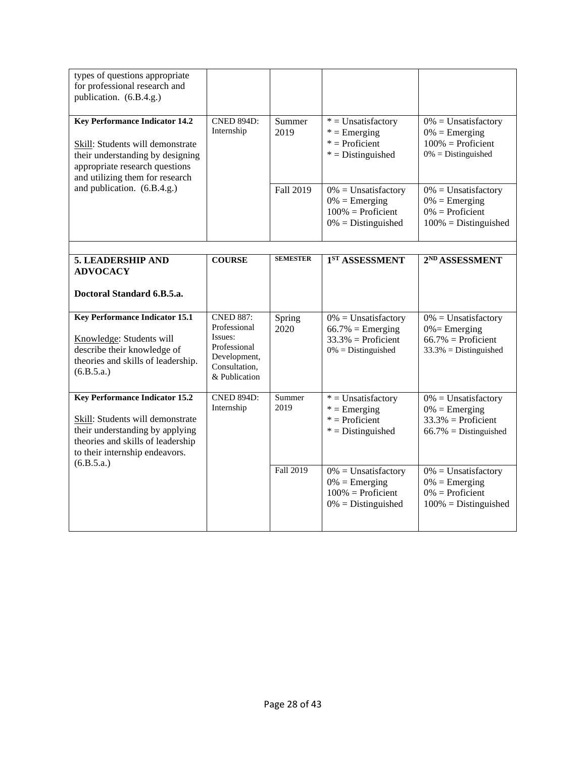| | | | | |
|---|---|---|---|---|
| types of questions appropriate for professional research and publication. (6.B.4.g.) | | | | |
| **Key Performance Indicator 14.2**<br><br><u>Skill</u>: Students will demonstrate their understanding by designing appropriate research questions and utilizing them for research and publication. (6.B.4.g.) | CNED 894D: Internship | Summer 2019 | * = Unsatisfactory<br>* = Emerging<br>* = Proficient<br>* = Distinguished | 0% = Unsatisfactory<br>0% = Emerging<br>100% = Proficient<br>0% = Distinguished |
| | | Fall 2019 | 0% = Unsatisfactory<br>0% = Emerging<br>100% = Proficient<br>0% = Distinguished | 0% = Unsatisfactory<br>0% = Emerging<br>0% = Proficient<br>100% = Distinguished |

| **5. LEADERSHIP AND ADVOCACY**<br><br>**Doctoral Standard 6.B.5.a.** | **COURSE** | **SEMESTER** | **1ST ASSESSMENT** | **2ND ASSESSMENT** |
|---|---|---|---|---|
| **Key Performance Indicator 15.1**<br><br><u>Knowledge</u>: Students will describe their knowledge of theories and skills of leadership. (6.B.5.a.) | CNED 887: Professional Issues: Professional Development, Consultation, & Publication | Spring 2020 | 0% = Unsatisfactory<br>66.7% = Emerging<br>33.3% = Proficient<br>0% = Distinguished | 0% = Unsatisfactory<br>0%= Emerging<br>66.7% = Proficient<br>33.3% = Distinguished |
| **Key Performance Indicator 15.2**<br><br><u>Skill</u>: Students will demonstrate their understanding by applying theories and skills of leadership to their internship endeavors. (6.B.5.a.) | CNED 894D: Internship | Summer 2019 | * = Unsatisfactory<br>* = Emerging<br>* = Proficient<br>* = Distinguished | 0% = Unsatisfactory<br>0% = Emerging<br>33.3% = Proficient<br>66.7% = Distinguished |
| | | Fall 2019 | 0% = Unsatisfactory<br>0% = Emerging<br>100% = Proficient<br>0% = Distinguished | 0% = Unsatisfactory<br>0% = Emerging<br>0% = Proficient<br>100% = Distinguished |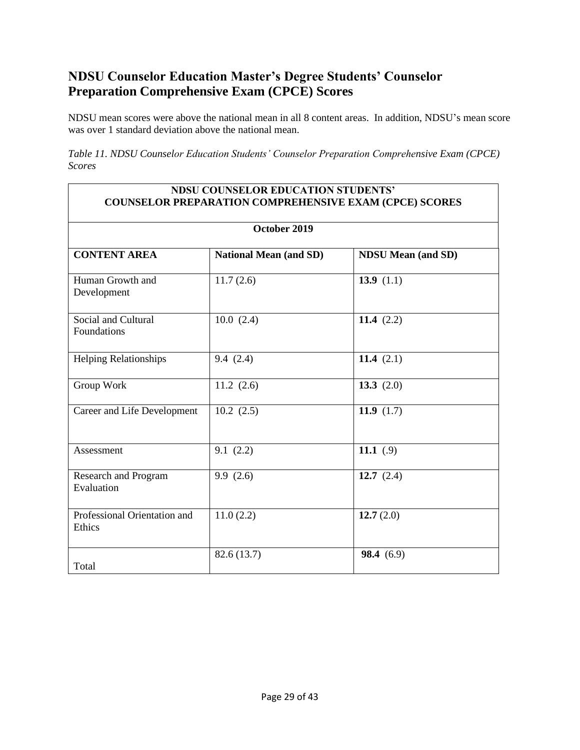## NDSU Counselor Education Master's Degree Students' Counselor Preparation Comprehensive Exam (CPCE) Scores

NDSU mean scores were above the national mean in all 8 content areas. In addition, NDSU's mean score was over 1 standard deviation above the national mean.

*Table 11. NDSU Counselor Education Students' Counselor Preparation Comprehensive Exam (CPCE) Scores*

| NDSU COUNSELOR EDUCATION STUDENTS' COUNSELOR PREPARATION COMPREHENSIVE EXAM (CPCE) SCORES | | |
|---|---|---|
| **October 2019** | | |
| **CONTENT AREA** | **National Mean (and SD)** | **NDSU Mean (and SD)** |
| Human Growth and Development | 11.7 (2.6) | **13.9** (1.1) |
| Social and Cultural Foundations | 10.0 (2.4) | **11.4** (2.2) |
| Helping Relationships | 9.4 (2.4) | **11.4** (2.1) |
| Group Work | 11.2 (2.6) | **13.3** (2.0) |
| Career and Life Development | 10.2 (2.5) | **11.9** (1.7) |
| Assessment | 9.1 (2.2) | **11.1** (.9) |
| Research and Program Evaluation | 9.9 (2.6) | **12.7** (2.4) |
| Professional Orientation and Ethics | 11.0 (2.2) | **12.7** (2.0) |
| Total | 82.6 (13.7) | **98.4** (6.9) |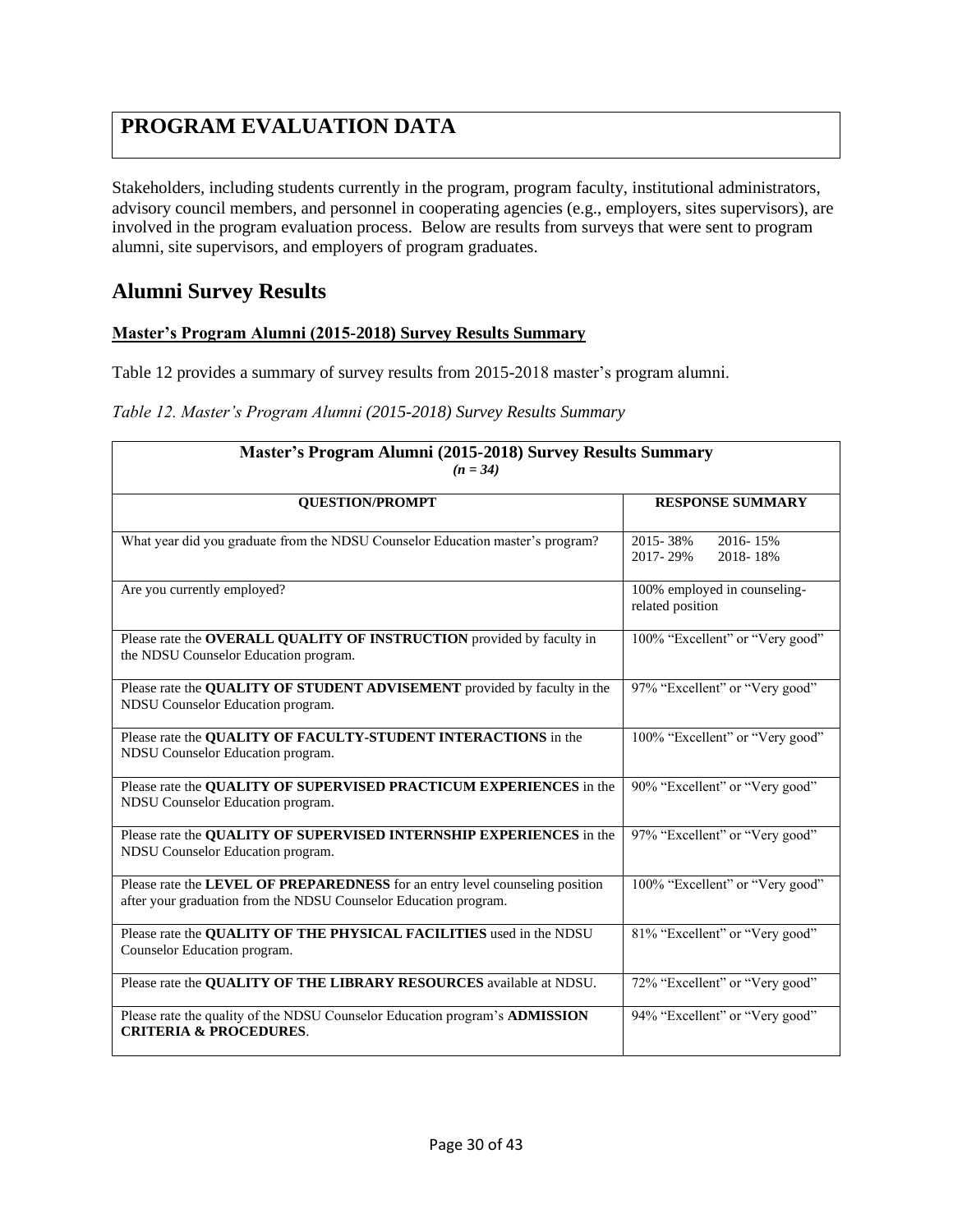# PROGRAM EVALUATION DATA

Stakeholders, including students currently in the program, program faculty, institutional administrators, advisory council members, and personnel in cooperating agencies (e.g., employers, sites supervisors), are involved in the program evaluation process. Below are results from surveys that were sent to program alumni, site supervisors, and employers of program graduates.

## Alumni Survey Results

### Master's Program Alumni (2015-2018) Survey Results Summary

Table 12 provides a summary of survey results from 2015-2018 master's program alumni.

*Table 12. Master's Program Alumni (2015-2018) Survey Results Summary*

| Master's Program Alumni (2015-2018) Survey Results Summary *(n = 34)* | |
|---|---|
| **QUESTION/PROMPT** | **RESPONSE SUMMARY** |
| What year did you graduate from the NDSU Counselor Education master's program? | 2015- 38% 2016- 15% 2017- 29% 2018- 18% |
| Are you currently employed? | 100% employed in counseling-related position |
| Please rate the **OVERALL QUALITY OF INSTRUCTION** provided by faculty in the NDSU Counselor Education program. | 100% "Excellent" or "Very good" |
| Please rate the **QUALITY OF STUDENT ADVISEMENT** provided by faculty in the NDSU Counselor Education program. | 97% "Excellent" or "Very good" |
| Please rate the **QUALITY OF FACULTY-STUDENT INTERACTIONS** in the NDSU Counselor Education program. | 100% "Excellent" or "Very good" |
| Please rate the **QUALITY OF SUPERVISED PRACTICUM EXPERIENCES** in the NDSU Counselor Education program. | 90% "Excellent" or "Very good" |
| Please rate the **QUALITY OF SUPERVISED INTERNSHIP EXPERIENCES** in the NDSU Counselor Education program. | 97% "Excellent" or "Very good" |
| Please rate the **LEVEL OF PREPAREDNESS** for an entry level counseling position after your graduation from the NDSU Counselor Education program. | 100% "Excellent" or "Very good" |
| Please rate the **QUALITY OF THE PHYSICAL FACILITIES** used in the NDSU Counselor Education program. | 81% "Excellent" or "Very good" |
| Please rate the **QUALITY OF THE LIBRARY RESOURCES** available at NDSU. | 72% "Excellent" or "Very good" |
| Please rate the quality of the NDSU Counselor Education program's **ADMISSION CRITERIA & PROCEDURES**. | 94% "Excellent" or "Very good" |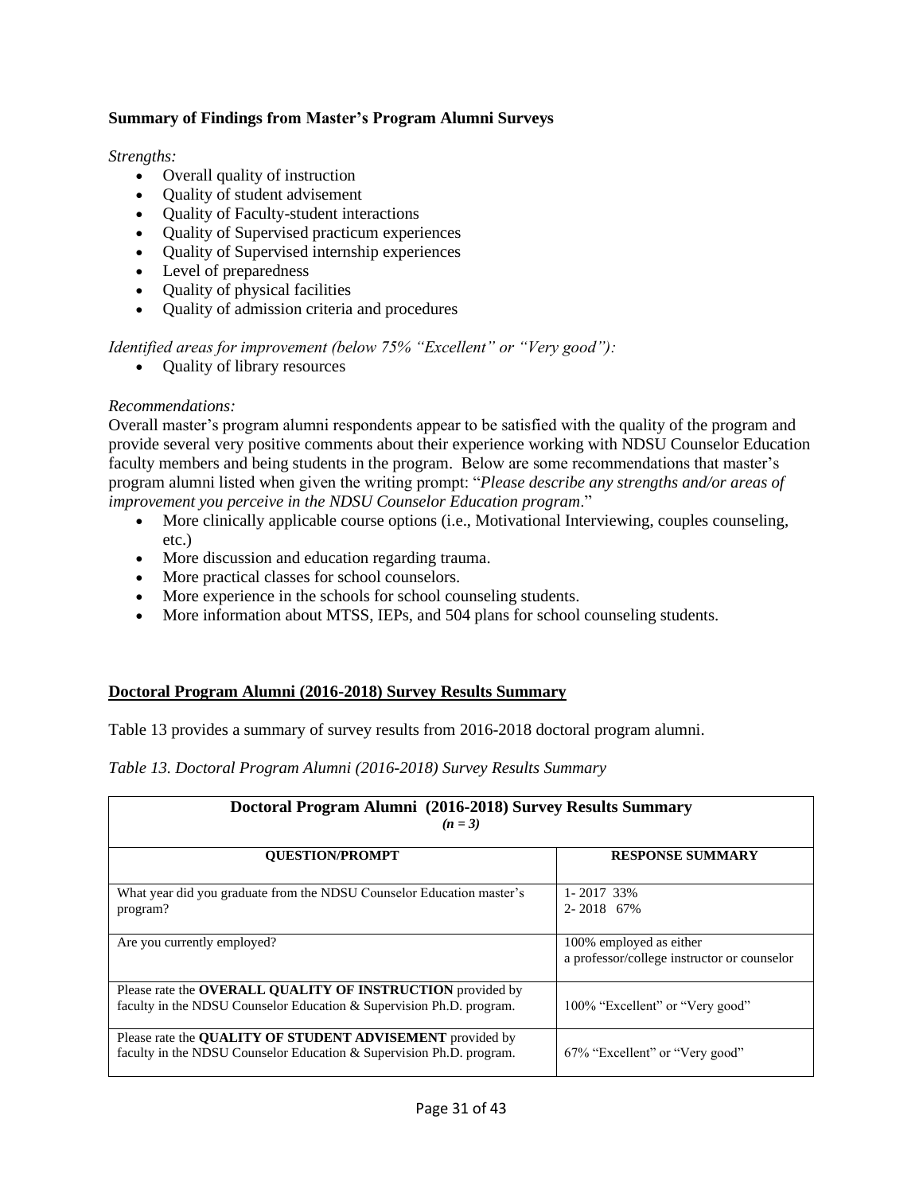**Summary of Findings from Master's Program Alumni Surveys**

*Strengths:*

- Overall quality of instruction
- Quality of student advisement
- Quality of Faculty-student interactions
- Quality of Supervised practicum experiences
- Quality of Supervised internship experiences
- Level of preparedness
- Quality of physical facilities
- Quality of admission criteria and procedures

*Identified areas for improvement (below 75% "Excellent" or "Very good"):*

- Quality of library resources

*Recommendations:*

Overall master's program alumni respondents appear to be satisfied with the quality of the program and provide several very positive comments about their experience working with NDSU Counselor Education faculty members and being students in the program. Below are some recommendations that master's program alumni listed when given the writing prompt: "*Please describe any strengths and/or areas of improvement you perceive in the NDSU Counselor Education program*."

- More clinically applicable course options (i.e., Motivational Interviewing, couples counseling, etc.)
- More discussion and education regarding trauma.
- More practical classes for school counselors.
- More experience in the schools for school counseling students.
- More information about MTSS, IEPs, and 504 plans for school counseling students.

## Doctoral Program Alumni (2016-2018) Survey Results Summary

Table 13 provides a summary of survey results from 2016-2018 doctoral program alumni.

*Table 13. Doctoral Program Alumni (2016-2018) Survey Results Summary*

| **Doctoral Program Alumni (2016-2018) Survey Results Summary** *(n = 3)* | |
|---|---|
| **QUESTION/PROMPT** | **RESPONSE SUMMARY** |
| What year did you graduate from the NDSU Counselor Education master's program? | 1- 2017 33%<br>2- 2018 67% |
| Are you currently employed? | 100% employed as either a professor/college instructor or counselor |
| Please rate the **OVERALL QUALITY OF INSTRUCTION** provided by faculty in the NDSU Counselor Education & Supervision Ph.D. program. | 100% "Excellent" or "Very good" |
| Please rate the **QUALITY OF STUDENT ADVISEMENT** provided by faculty in the NDSU Counselor Education & Supervision Ph.D. program. | 67% "Excellent" or "Very good" |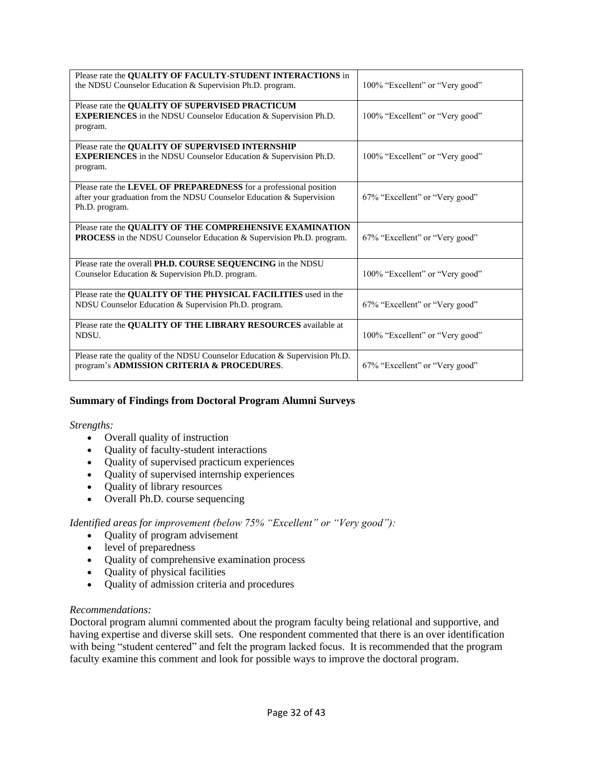| | |
|---|---|
| Please rate the **QUALITY OF FACULTY-STUDENT INTERACTIONS** in the NDSU Counselor Education & Supervision Ph.D. program. | 100% "Excellent" or "Very good" |
| Please rate the **QUALITY OF SUPERVISED PRACTICUM EXPERIENCES** in the NDSU Counselor Education & Supervision Ph.D. program. | 100% "Excellent" or "Very good" |
| Please rate the **QUALITY OF SUPERVISED INTERNSHIP EXPERIENCES** in the NDSU Counselor Education & Supervision Ph.D. program. | 100% "Excellent" or "Very good" |
| Please rate the **LEVEL OF PREPAREDNESS** for a professional position after your graduation from the NDSU Counselor Education & Supervision Ph.D. program. | 67% "Excellent" or "Very good" |
| Please rate the **QUALITY OF THE COMPREHENSIVE EXAMINATION PROCESS** in the NDSU Counselor Education & Supervision Ph.D. program. | 67% "Excellent" or "Very good" |
| Please rate the overall **PH.D. COURSE SEQUENCING** in the NDSU Counselor Education & Supervision Ph.D. program. | 100% "Excellent" or "Very good" |
| Please rate the **QUALITY OF THE PHYSICAL FACILITIES** used in the NDSU Counselor Education & Supervision Ph.D. program. | 67% "Excellent" or "Very good" |
| Please rate the **QUALITY OF THE LIBRARY RESOURCES** available at NDSU. | 100% "Excellent" or "Very good" |
| Please rate the quality of the NDSU Counselor Education & Supervision Ph.D. program's **ADMISSION CRITERIA & PROCEDURES**. | 67% "Excellent" or "Very good" |

**Summary of Findings from Doctoral Program Alumni Surveys**

*Strengths:*

- Overall quality of instruction
- Quality of faculty-student interactions
- Quality of supervised practicum experiences
- Quality of supervised internship experiences
- Quality of library resources
- Overall Ph.D. course sequencing

*Identified areas for improvement (below 75% "Excellent" or "Very good"):*

- Quality of program advisement
- level of preparedness
- Quality of comprehensive examination process
- Quality of physical facilities
- Quality of admission criteria and procedures

*Recommendations:*

Doctoral program alumni commented about the program faculty being relational and supportive, and having expertise and diverse skill sets. One respondent commented that there is an over identification with being "student centered" and felt the program lacked focus. It is recommended that the program faculty examine this comment and look for possible ways to improve the doctoral program.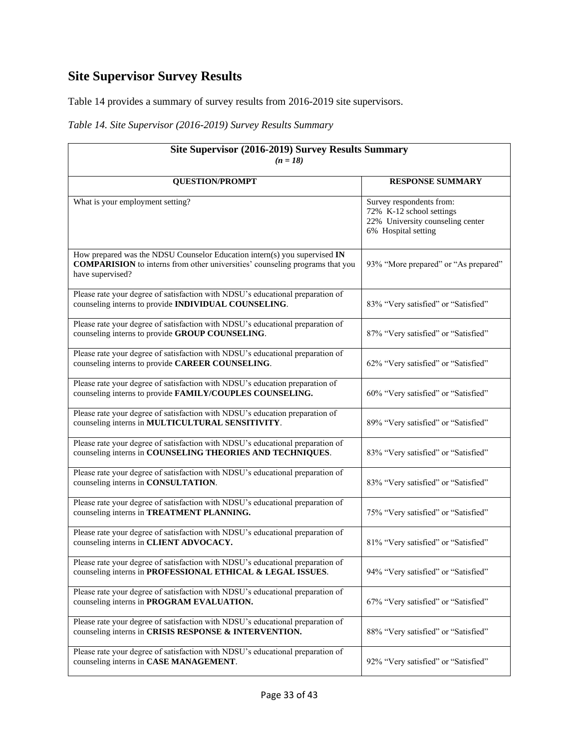## Site Supervisor Survey Results

Table 14 provides a summary of survey results from 2016-2019 site supervisors.

*Table 14. Site Supervisor (2016-2019) Survey Results Summary*

| Site Supervisor (2016-2019) Survey Results Summary *(n = 18)* | |
|---|---|
| **QUESTION/PROMPT** | **RESPONSE SUMMARY** |
| What is your employment setting? | Survey respondents from: 72% K-12 school settings 22% University counseling center 6% Hospital setting |
| How prepared was the NDSU Counselor Education intern(s) you supervised **IN COMPARISION** to interns from other universities' counseling programs that you have supervised? | 93% "More prepared" or "As prepared" |
| Please rate your degree of satisfaction with NDSU's educational preparation of counseling interns to provide **INDIVIDUAL COUNSELING**. | 83% "Very satisfied" or "Satisfied" |
| Please rate your degree of satisfaction with NDSU's educational preparation of counseling interns to provide **GROUP COUNSELING**. | 87% "Very satisfied" or "Satisfied" |
| Please rate your degree of satisfaction with NDSU's educational preparation of counseling interns to provide **CAREER COUNSELING**. | 62% "Very satisfied" or "Satisfied" |
| Please rate your degree of satisfaction with NDSU's education preparation of counseling interns to provide **FAMILY/COUPLES COUNSELING.** | 60% "Very satisfied" or "Satisfied" |
| Please rate your degree of satisfaction with NDSU's education preparation of counseling interns in **MULTICULTURAL SENSITIVITY**. | 89% "Very satisfied" or "Satisfied" |
| Please rate your degree of satisfaction with NDSU's educational preparation of counseling interns in **COUNSELING THEORIES AND TECHNIQUES**. | 83% "Very satisfied" or "Satisfied" |
| Please rate your degree of satisfaction with NDSU's educational preparation of counseling interns in **CONSULTATION**. | 83% "Very satisfied" or "Satisfied" |
| Please rate your degree of satisfaction with NDSU's educational preparation of counseling interns in **TREATMENT PLANNING.** | 75% "Very satisfied" or "Satisfied" |
| Please rate your degree of satisfaction with NDSU's educational preparation of counseling interns in **CLIENT ADVOCACY.** | 81% "Very satisfied" or "Satisfied" |
| Please rate your degree of satisfaction with NDSU's educational preparation of counseling interns in **PROFESSIONAL ETHICAL & LEGAL ISSUES**. | 94% "Very satisfied" or "Satisfied" |
| Please rate your degree of satisfaction with NDSU's educational preparation of counseling interns in **PROGRAM EVALUATION.** | 67% "Very satisfied" or "Satisfied" |
| Please rate your degree of satisfaction with NDSU's educational preparation of counseling interns in **CRISIS RESPONSE & INTERVENTION.** | 88% "Very satisfied" or "Satisfied" |
| Please rate your degree of satisfaction with NDSU's educational preparation of counseling interns in **CASE MANAGEMENT**. | 92% "Very satisfied" or "Satisfied" |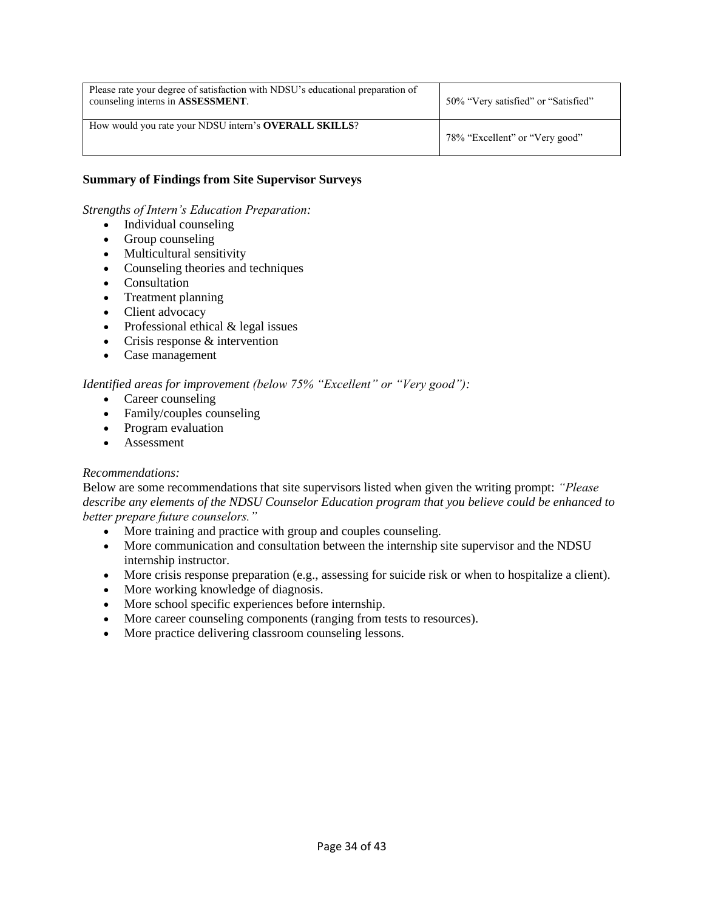| Please rate your degree of satisfaction with NDSU's educational preparation of counseling interns in **ASSESSMENT**. | 50% "Very satisfied" or "Satisfied" |
| --- | --- |
| How would you rate your NDSU intern's **OVERALL SKILLS**? | 78% "Excellent" or "Very good" |

**Summary of Findings from Site Supervisor Surveys**

*Strengths of Intern's Education Preparation:*

- Individual counseling
- Group counseling
- Multicultural sensitivity
- Counseling theories and techniques
- Consultation
- Treatment planning
- Client advocacy
- Professional ethical & legal issues
- Crisis response & intervention
- Case management

*Identified areas for improvement (below 75% "Excellent" or "Very good"):*

- Career counseling
- Family/couples counseling
- Program evaluation
- Assessment

*Recommendations:*

Below are some recommendations that site supervisors listed when given the writing prompt: *"Please describe any elements of the NDSU Counselor Education program that you believe could be enhanced to better prepare future counselors."*

- More training and practice with group and couples counseling.
- More communication and consultation between the internship site supervisor and the NDSU internship instructor.
- More crisis response preparation (e.g., assessing for suicide risk or when to hospitalize a client).
- More working knowledge of diagnosis.
- More school specific experiences before internship.
- More career counseling components (ranging from tests to resources).
- More practice delivering classroom counseling lessons.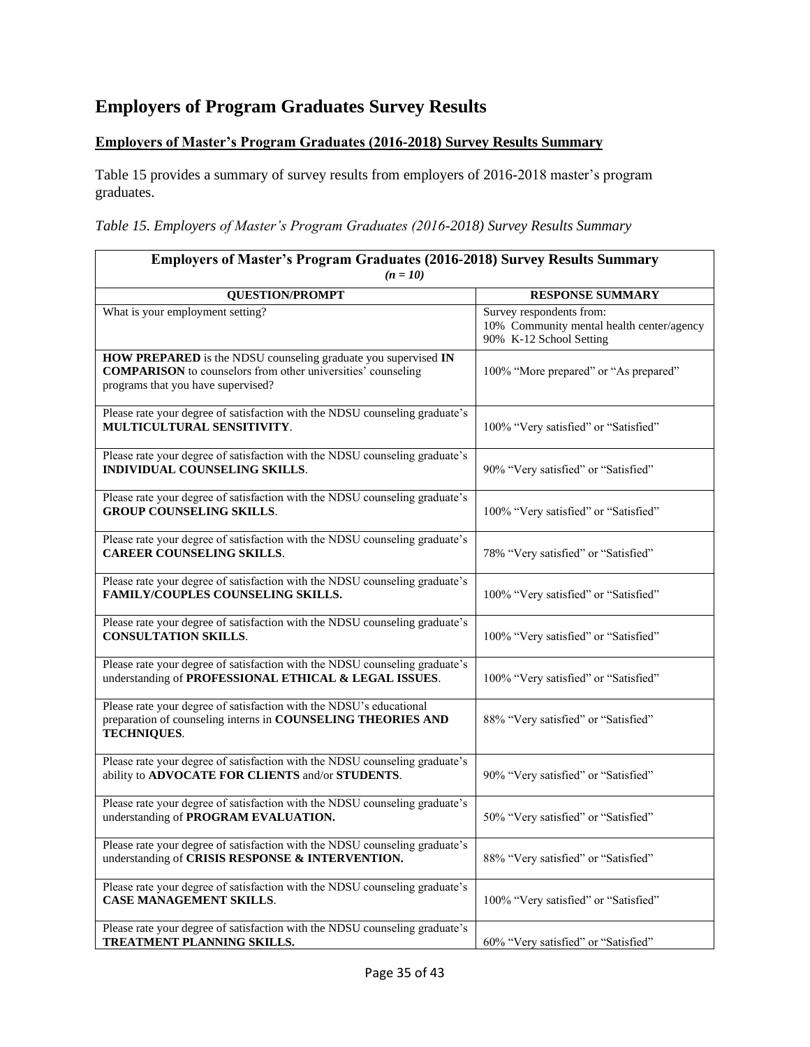# Employers of Program Graduates Survey Results

## Employers of Master's Program Graduates (2016-2018) Survey Results Summary

Table 15 provides a summary of survey results from employers of 2016-2018 master's program graduates.

*Table 15. Employers of Master's Program Graduates (2016-2018) Survey Results Summary*

| **Employers of Master's Program Graduates (2016-2018) Survey Results Summary** *(n = 10)* | |
|---|---|
| **QUESTION/PROMPT** | **RESPONSE SUMMARY** |
| What is your employment setting? | Survey respondents from:<br>10% Community mental health center/agency<br>90% K-12 School Setting |
| **HOW PREPARED** is the NDSU counseling graduate you supervised **IN COMPARISON** to counselors from other universities' counseling programs that you have supervised? | 100% "More prepared" or "As prepared" |
| Please rate your degree of satisfaction with the NDSU counseling graduate's **MULTICULTURAL SENSITIVITY**. | 100% "Very satisfied" or "Satisfied" |
| Please rate your degree of satisfaction with the NDSU counseling graduate's **INDIVIDUAL COUNSELING SKILLS**. | 90% "Very satisfied" or "Satisfied" |
| Please rate your degree of satisfaction with the NDSU counseling graduate's **GROUP COUNSELING SKILLS**. | 100% "Very satisfied" or "Satisfied" |
| Please rate your degree of satisfaction with the NDSU counseling graduate's **CAREER COUNSELING SKILLS**. | 78% "Very satisfied" or "Satisfied" |
| Please rate your degree of satisfaction with the NDSU counseling graduate's **FAMILY/COUPLES COUNSELING SKILLS.** | 100% "Very satisfied" or "Satisfied" |
| Please rate your degree of satisfaction with the NDSU counseling graduate's **CONSULTATION SKILLS**. | 100% "Very satisfied" or "Satisfied" |
| Please rate your degree of satisfaction with the NDSU counseling graduate's understanding of **PROFESSIONAL ETHICAL & LEGAL ISSUES**. | 100% "Very satisfied" or "Satisfied" |
| Please rate your degree of satisfaction with the NDSU's educational preparation of counseling interns in **COUNSELING THEORIES AND TECHNIQUES**. | 88% "Very satisfied" or "Satisfied" |
| Please rate your degree of satisfaction with the NDSU counseling graduate's ability to **ADVOCATE FOR CLIENTS** and/or **STUDENTS**. | 90% "Very satisfied" or "Satisfied" |
| Please rate your degree of satisfaction with the NDSU counseling graduate's understanding of **PROGRAM EVALUATION.** | 50% "Very satisfied" or "Satisfied" |
| Please rate your degree of satisfaction with the NDSU counseling graduate's understanding of **CRISIS RESPONSE & INTERVENTION.** | 88% "Very satisfied" or "Satisfied" |
| Please rate your degree of satisfaction with the NDSU counseling graduate's **CASE MANAGEMENT SKILLS**. | 100% "Very satisfied" or "Satisfied" |
| Please rate your degree of satisfaction with the NDSU counseling graduate's **TREATMENT PLANNING SKILLS.** | 60% "Very satisfied" or "Satisfied" |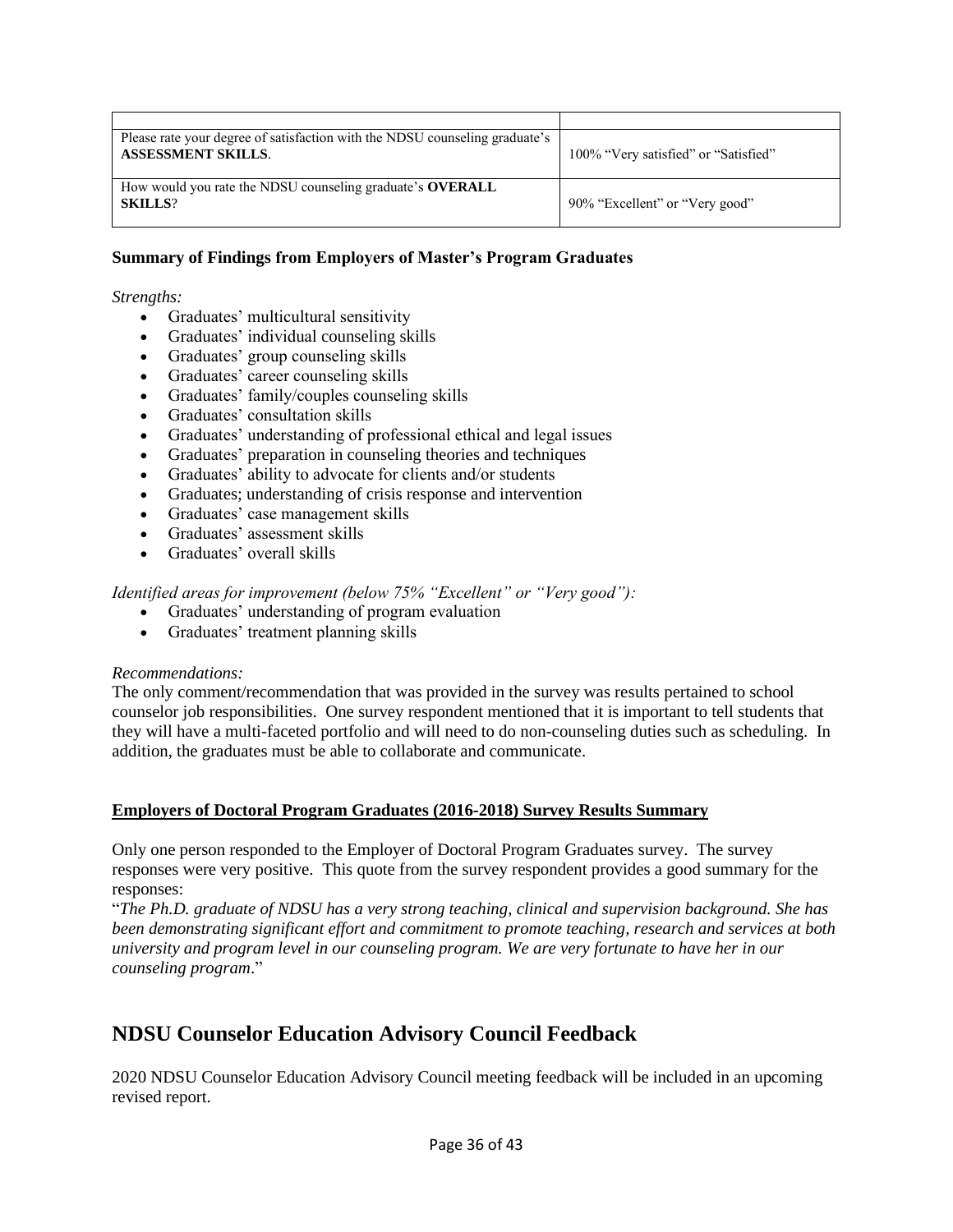| | |
|---|---|
| Please rate your degree of satisfaction with the NDSU counseling graduate's **ASSESSMENT SKILLS**. | 100% "Very satisfied" or "Satisfied" |
| How would you rate the NDSU counseling graduate's **OVERALL SKILLS**? | 90% "Excellent" or "Very good" |

**Summary of Findings from Employers of Master's Program Graduates**

*Strengths:*

- Graduates' multicultural sensitivity
- Graduates' individual counseling skills
- Graduates' group counseling skills
- Graduates' career counseling skills
- Graduates' family/couples counseling skills
- Graduates' consultation skills
- Graduates' understanding of professional ethical and legal issues
- Graduates' preparation in counseling theories and techniques
- Graduates' ability to advocate for clients and/or students
- Graduates; understanding of crisis response and intervention
- Graduates' case management skills
- Graduates' assessment skills
- Graduates' overall skills

*Identified areas for improvement (below 75% "Excellent" or "Very good"):*

- Graduates' understanding of program evaluation
- Graduates' treatment planning skills

*Recommendations:*

The only comment/recommendation that was provided in the survey was results pertained to school counselor job responsibilities. One survey respondent mentioned that it is important to tell students that they will have a multi-faceted portfolio and will need to do non-counseling duties such as scheduling. In addition, the graduates must be able to collaborate and communicate.

**Employers of Doctoral Program Graduates (2016-2018) Survey Results Summary**

Only one person responded to the Employer of Doctoral Program Graduates survey. The survey responses were very positive. This quote from the survey respondent provides a good summary for the responses:

"*The Ph.D. graduate of NDSU has a very strong teaching, clinical and supervision background. She has been demonstrating significant effort and commitment to promote teaching, research and services at both university and program level in our counseling program. We are very fortunate to have her in our counseling program*."

## NDSU Counselor Education Advisory Council Feedback

2020 NDSU Counselor Education Advisory Council meeting feedback will be included in an upcoming revised report.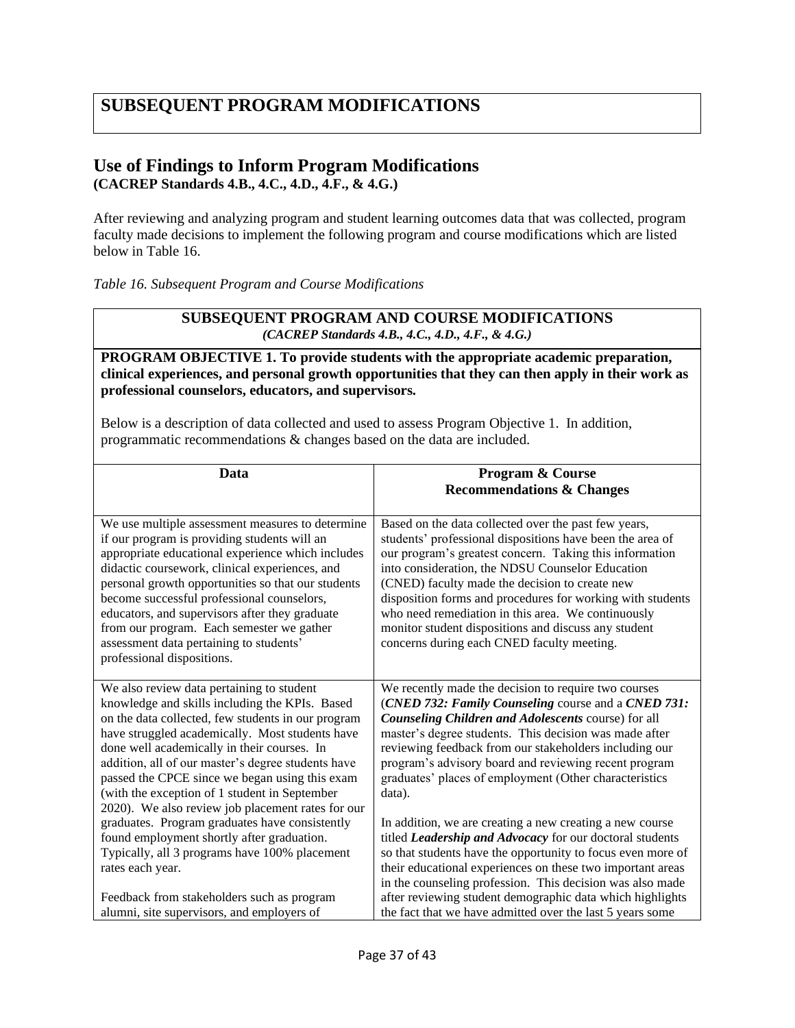# SUBSEQUENT PROGRAM MODIFICATIONS

## Use of Findings to Inform Program Modifications
**(CACREP Standards 4.B., 4.C., 4.D., 4.F., & 4.G.)**

After reviewing and analyzing program and student learning outcomes data that was collected, program faculty made decisions to implement the following program and course modifications which are listed below in Table 16.

*Table 16. Subsequent Program and Course Modifications*

**SUBSEQUENT PROGRAM AND COURSE MODIFICATIONS**
*(CACREP Standards 4.B., 4.C., 4.D., 4.F., & 4.G.)*

**PROGRAM OBJECTIVE 1. To provide students with the appropriate academic preparation, clinical experiences, and personal growth opportunities that they can then apply in their work as professional counselors, educators, and supervisors.**

Below is a description of data collected and used to assess Program Objective 1. In addition, programmatic recommendations & changes based on the data are included.

| Data | Program & Course Recommendations & Changes |
|---|---|
| We use multiple assessment measures to determine if our program is providing students will an appropriate educational experience which includes didactic coursework, clinical experiences, and personal growth opportunities so that our students become successful professional counselors, educators, and supervisors after they graduate from our program. Each semester we gather assessment data pertaining to students' professional dispositions. | Based on the data collected over the past few years, students' professional dispositions have been the area of our program's greatest concern. Taking this information into consideration, the NDSU Counselor Education (CNED) faculty made the decision to create new disposition forms and procedures for working with students who need remediation in this area. We continuously monitor student dispositions and discuss any student concerns during each CNED faculty meeting. |
| We also review data pertaining to student knowledge and skills including the KPIs. Based on the data collected, few students in our program have struggled academically. Most students have done well academically in their courses. In addition, all of our master's degree students have passed the CPCE since we began using this exam (with the exception of 1 student in September 2020). We also review job placement rates for our graduates. Program graduates have consistently found employment shortly after graduation. Typically, all 3 programs have 100% placement rates each year.<br><br>Feedback from stakeholders such as program alumni, site supervisors, and employers of | We recently made the decision to require two courses (***CNED 732: Family Counseling*** course and a ***CNED 731: Counseling Children and Adolescents*** course) for all master's degree students. This decision was made after reviewing feedback from our stakeholders including our program's advisory board and reviewing recent program graduates' places of employment (Other characteristics data).<br><br>In addition, we are creating a new creating a new course titled ***Leadership and Advocacy*** for our doctoral students so that students have the opportunity to focus even more of their educational experiences on these two important areas in the counseling profession. This decision was also made after reviewing student demographic data which highlights the fact that we have admitted over the last 5 years some |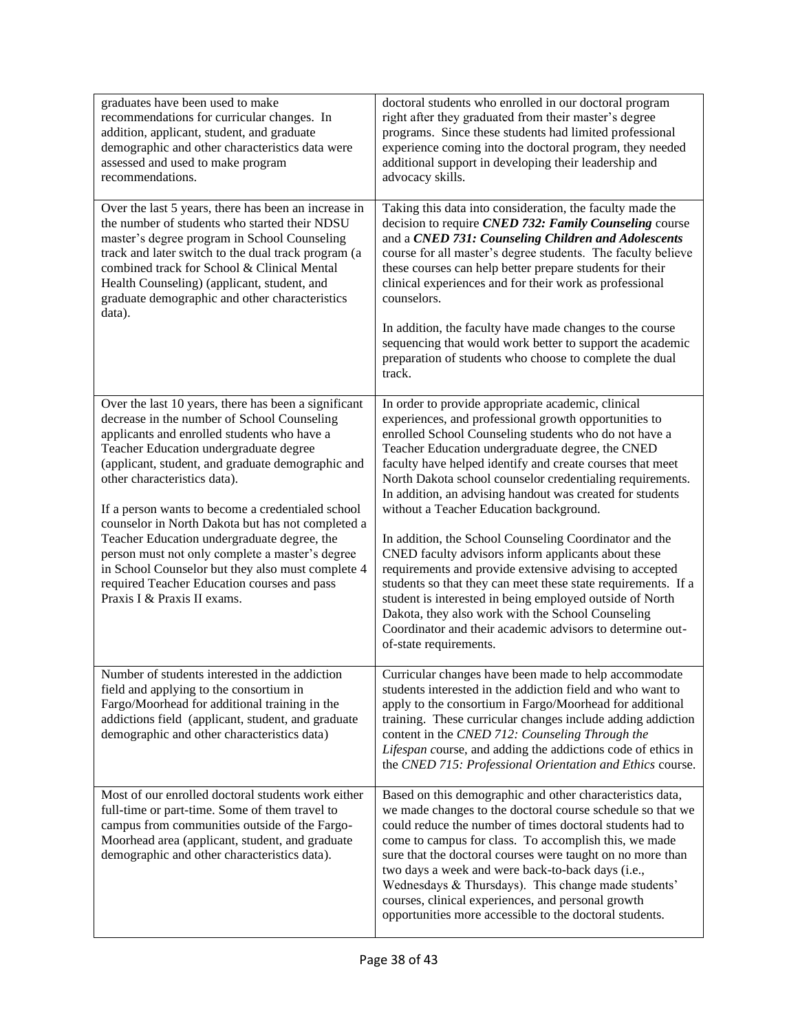| | |
|---|---|
| graduates have been used to make recommendations for curricular changes. In addition, applicant, student, and graduate demographic and other characteristics data were assessed and used to make program recommendations. | doctoral students who enrolled in our doctoral program right after they graduated from their master's degree programs. Since these students had limited professional experience coming into the doctoral program, they needed additional support in developing their leadership and advocacy skills. |
| Over the last 5 years, there has been an increase in the number of students who started their NDSU master's degree program in School Counseling track and later switch to the dual track program (a combined track for School & Clinical Mental Health Counseling) (applicant, student, and graduate demographic and other characteristics data). | Taking this data into consideration, the faculty made the decision to require ***CNED 732: Family Counseling*** course and a ***CNED 731: Counseling Children and Adolescents*** course for all master's degree students. The faculty believe these courses can help better prepare students for their clinical experiences and for their work as professional counselors.<br><br>In addition, the faculty have made changes to the course sequencing that would work better to support the academic preparation of students who choose to complete the dual track. |
| Over the last 10 years, there has been a significant decrease in the number of School Counseling applicants and enrolled students who have a Teacher Education undergraduate degree (applicant, student, and graduate demographic and other characteristics data).<br><br>If a person wants to become a credentialed school counselor in North Dakota but has not completed a Teacher Education undergraduate degree, the person must not only complete a master's degree in School Counselor but they also must complete 4 required Teacher Education courses and pass Praxis I & Praxis II exams. | In order to provide appropriate academic, clinical experiences, and professional growth opportunities to enrolled School Counseling students who do not have a Teacher Education undergraduate degree, the CNED faculty have helped identify and create courses that meet North Dakota school counselor credentialing requirements. In addition, an advising handout was created for students without a Teacher Education background.<br><br>In addition, the School Counseling Coordinator and the CNED faculty advisors inform applicants about these requirements and provide extensive advising to accepted students so that they can meet these state requirements. If a student is interested in being employed outside of North Dakota, they also work with the School Counseling Coordinator and their academic advisors to determine out-of-state requirements. |
| Number of students interested in the addiction field and applying to the consortium in Fargo/Moorhead for additional training in the addictions field (applicant, student, and graduate demographic and other characteristics data) | Curricular changes have been made to help accommodate students interested in the addiction field and who want to apply to the consortium in Fargo/Moorhead for additional training. These curricular changes include adding addiction content in the *CNED 712: Counseling Through the Lifespan* course, and adding the addictions code of ethics in the *CNED 715: Professional Orientation and Ethics* course. |
| Most of our enrolled doctoral students work either full-time or part-time. Some of them travel to campus from communities outside of the Fargo-Moorhead area (applicant, student, and graduate demographic and other characteristics data). | Based on this demographic and other characteristics data, we made changes to the doctoral course schedule so that we could reduce the number of times doctoral students had to come to campus for class. To accomplish this, we made sure that the doctoral courses were taught on no more than two days a week and were back-to-back days (i.e., Wednesdays & Thursdays). This change made students' courses, clinical experiences, and personal growth opportunities more accessible to the doctoral students. |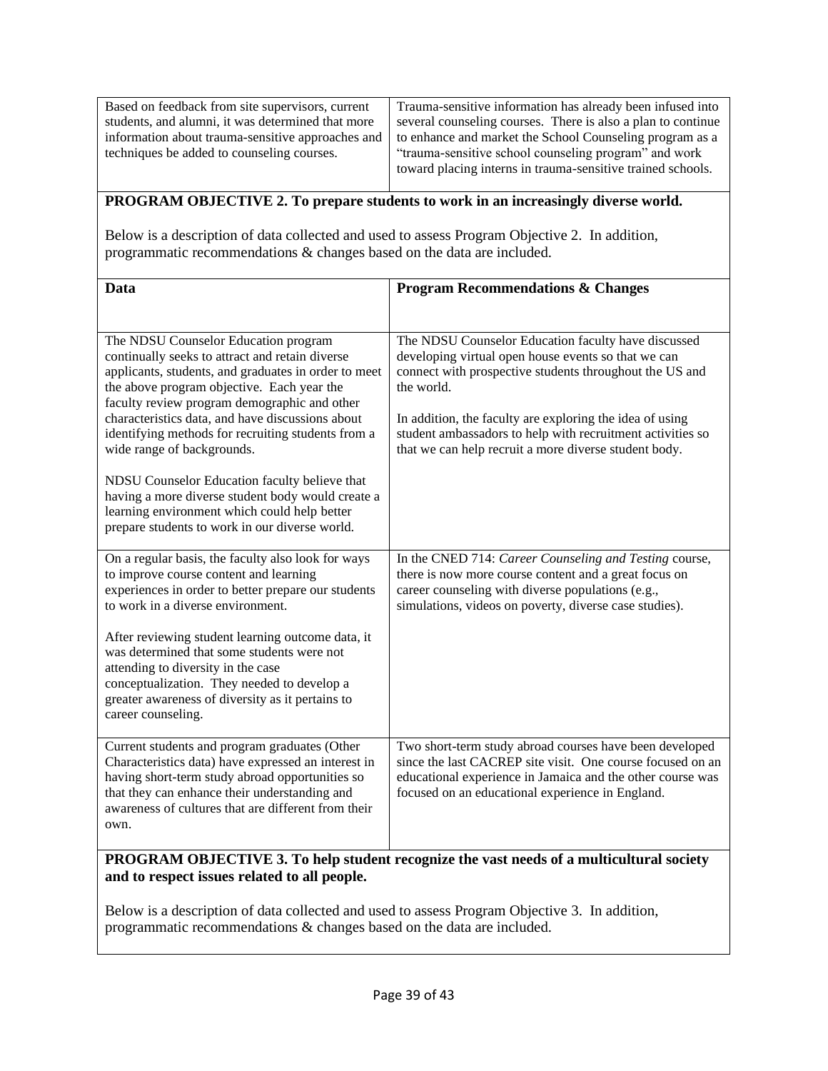| | |
|---|---|
| Based on feedback from site supervisors, current students, and alumni, it was determined that more information about trauma-sensitive approaches and techniques be added to counseling courses. | Trauma-sensitive information has already been infused into several counseling courses. There is also a plan to continue to enhance and market the School Counseling program as a "trauma-sensitive school counseling program" and work toward placing interns in trauma-sensitive trained schools. |

**PROGRAM OBJECTIVE 2. To prepare students to work in an increasingly diverse world.**

Below is a description of data collected and used to assess Program Objective 2. In addition, programmatic recommendations & changes based on the data are included.

| **Data** | **Program Recommendations & Changes** |
|---|---|
| The NDSU Counselor Education program continually seeks to attract and retain diverse applicants, students, and graduates in order to meet the above program objective. Each year the faculty review program demographic and other characteristics data, and have discussions about identifying methods for recruiting students from a wide range of backgrounds.<br><br>NDSU Counselor Education faculty believe that having a more diverse student body would create a learning environment which could help better prepare students to work in our diverse world. | The NDSU Counselor Education faculty have discussed developing virtual open house events so that we can connect with prospective students throughout the US and the world.<br><br>In addition, the faculty are exploring the idea of using student ambassadors to help with recruitment activities so that we can help recruit a more diverse student body. |
| On a regular basis, the faculty also look for ways to improve course content and learning experiences in order to better prepare our students to work in a diverse environment.<br><br>After reviewing student learning outcome data, it was determined that some students were not attending to diversity in the case conceptualization. They needed to develop a greater awareness of diversity as it pertains to career counseling. | In the CNED 714: *Career Counseling and Testing* course, there is now more course content and a great focus on career counseling with diverse populations (e.g., simulations, videos on poverty, diverse case studies). |
| Current students and program graduates (Other Characteristics data) have expressed an interest in having short-term study abroad opportunities so that they can enhance their understanding and awareness of cultures that are different from their own. | Two short-term study abroad courses have been developed since the last CACREP site visit. One course focused on an educational experience in Jamaica and the other course was focused on an educational experience in England. |

**PROGRAM OBJECTIVE 3. To help student recognize the vast needs of a multicultural society and to respect issues related to all people.**

Below is a description of data collected and used to assess Program Objective 3. In addition, programmatic recommendations & changes based on the data are included.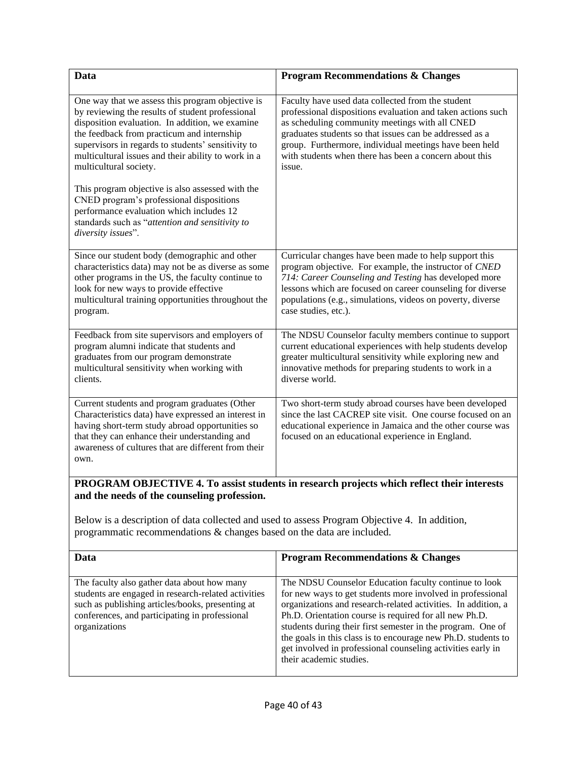| Data | Program Recommendations & Changes |
|---|---|
| One way that we assess this program objective is by reviewing the results of student professional disposition evaluation. In addition, we examine the feedback from practicum and internship supervisors in regards to students' sensitivity to multicultural issues and their ability to work in a multicultural society.<br><br>This program objective is also assessed with the CNED program's professional dispositions performance evaluation which includes 12 standards such as "*attention and sensitivity to diversity issues*". | Faculty have used data collected from the student professional dispositions evaluation and taken actions such as scheduling community meetings with all CNED graduates students so that issues can be addressed as a group. Furthermore, individual meetings have been held with students when there has been a concern about this issue. |
| Since our student body (demographic and other characteristics data) may not be as diverse as some other programs in the US, the faculty continue to look for new ways to provide effective multicultural training opportunities throughout the program. | Curricular changes have been made to help support this program objective. For example, the instructor of *CNED 714: Career Counseling and Testing* has developed more lessons which are focused on career counseling for diverse populations (e.g., simulations, videos on poverty, diverse case studies, etc.). |
| Feedback from site supervisors and employers of program alumni indicate that students and graduates from our program demonstrate multicultural sensitivity when working with clients. | The NDSU Counselor faculty members continue to support current educational experiences with help students develop greater multicultural sensitivity while exploring new and innovative methods for preparing students to work in a diverse world. |
| Current students and program graduates (Other Characteristics data) have expressed an interest in having short-term study abroad opportunities so that they can enhance their understanding and awareness of cultures that are different from their own. | Two short-term study abroad courses have been developed since the last CACREP site visit. One course focused on an educational experience in Jamaica and the other course was focused on an educational experience in England. |

**PROGRAM OBJECTIVE 4. To assist students in research projects which reflect their interests and the needs of the counseling profession.**

Below is a description of data collected and used to assess Program Objective 4. In addition, programmatic recommendations & changes based on the data are included.

| Data | Program Recommendations & Changes |
|---|---|
| The faculty also gather data about how many students are engaged in research-related activities such as publishing articles/books, presenting at conferences, and participating in professional organizations | The NDSU Counselor Education faculty continue to look for new ways to get students more involved in professional organizations and research-related activities. In addition, a Ph.D. Orientation course is required for all new Ph.D. students during their first semester in the program. One of the goals in this class is to encourage new Ph.D. students to get involved in professional counseling activities early in their academic studies. |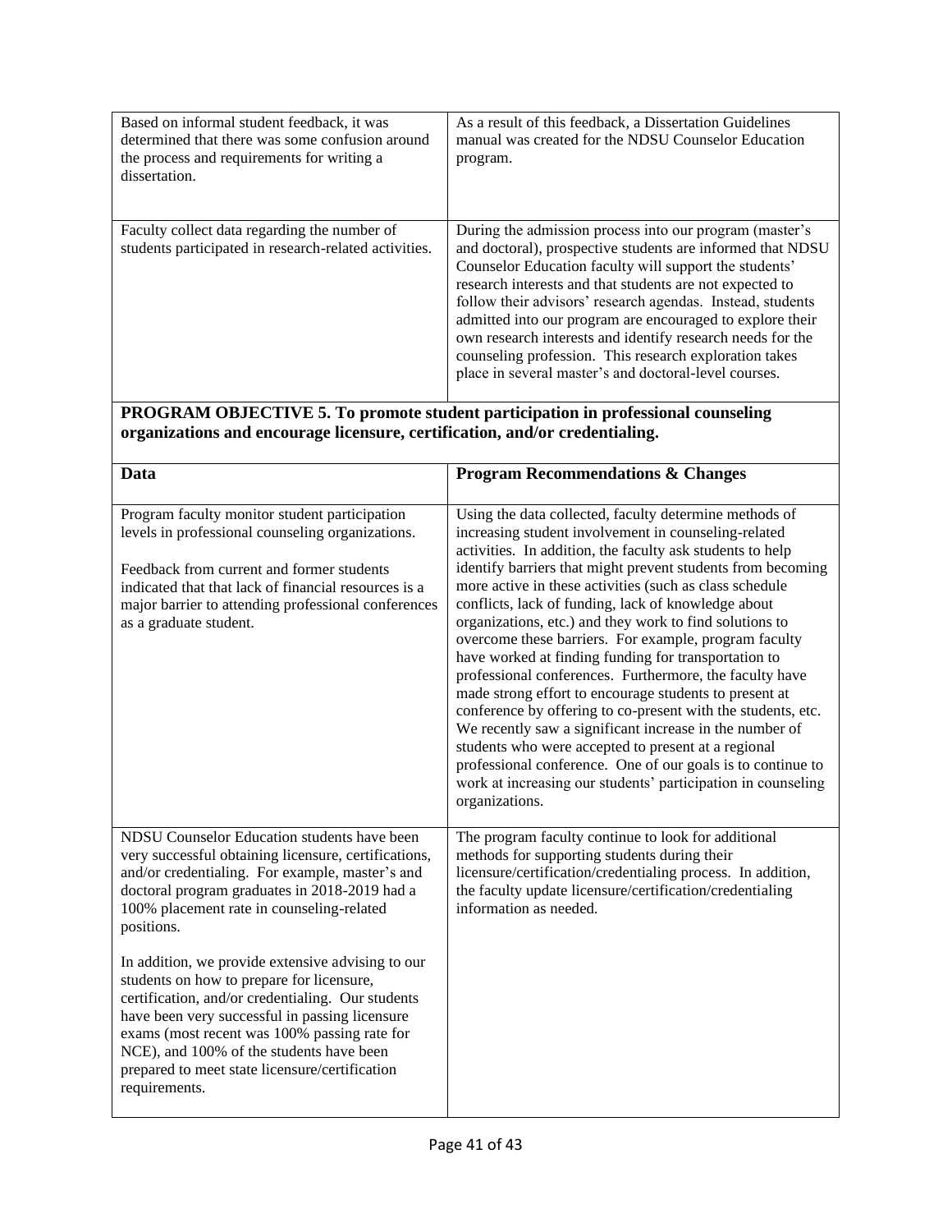| | |
|---|---|
| Based on informal student feedback, it was determined that there was some confusion around the process and requirements for writing a dissertation. | As a result of this feedback, a Dissertation Guidelines manual was created for the NDSU Counselor Education program. |
| Faculty collect data regarding the number of students participated in research-related activities. | During the admission process into our program (master's and doctoral), prospective students are informed that NDSU Counselor Education faculty will support the students' research interests and that students are not expected to follow their advisors' research agendas. Instead, students admitted into our program are encouraged to explore their own research interests and identify research needs for the counseling profession. This research exploration takes place in several master's and doctoral-level courses. |

**PROGRAM OBJECTIVE 5. To promote student participation in professional counseling organizations and encourage licensure, certification, and/or credentialing.**

| **Data** | **Program Recommendations & Changes** |
|---|---|
| Program faculty monitor student participation levels in professional counseling organizations.<br><br>Feedback from current and former students indicated that that lack of financial resources is a major barrier to attending professional conferences as a graduate student. | Using the data collected, faculty determine methods of increasing student involvement in counseling-related activities. In addition, the faculty ask students to help identify barriers that might prevent students from becoming more active in these activities (such as class schedule conflicts, lack of funding, lack of knowledge about organizations, etc.) and they work to find solutions to overcome these barriers. For example, program faculty have worked at finding funding for transportation to professional conferences. Furthermore, the faculty have made strong effort to encourage students to present at conference by offering to co-present with the students, etc. We recently saw a significant increase in the number of students who were accepted to present at a regional professional conference. One of our goals is to continue to work at increasing our students' participation in counseling organizations. |
| NDSU Counselor Education students have been very successful obtaining licensure, certifications, and/or credentialing. For example, master's and doctoral program graduates in 2018-2019 had a 100% placement rate in counseling-related positions.<br><br>In addition, we provide extensive advising to our students on how to prepare for licensure, certification, and/or credentialing. Our students have been very successful in passing licensure exams (most recent was 100% passing rate for NCE), and 100% of the students have been prepared to meet state licensure/certification requirements. | The program faculty continue to look for additional methods for supporting students during their licensure/certification/credentialing process. In addition, the faculty update licensure/certification/credentialing information as needed. |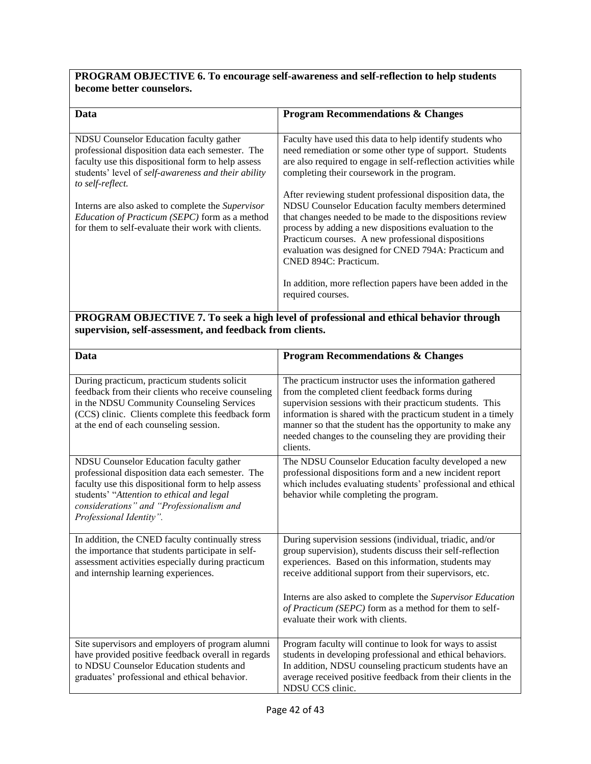**PROGRAM OBJECTIVE 6. To encourage self-awareness and self-reflection to help students become better counselors.**

| Data | Program Recommendations & Changes |
|---|---|
| NDSU Counselor Education faculty gather professional disposition data each semester. The faculty use this dispositional form to help assess students' level of *self-awareness and their ability to self-reflect.*<br><br>Interns are also asked to complete the *Supervisor Education of Practicum (SEPC)* form as a method for them to self-evaluate their work with clients. | Faculty have used this data to help identify students who need remediation or some other type of support. Students are also required to engage in self-reflection activities while completing their coursework in the program.<br><br>After reviewing student professional disposition data, the NDSU Counselor Education faculty members determined that changes needed to be made to the dispositions review process by adding a new dispositions evaluation to the Practicum courses. A new professional dispositions evaluation was designed for CNED 794A: Practicum and CNED 894C: Practicum.<br><br>In addition, more reflection papers have been added in the required courses. |

**PROGRAM OBJECTIVE 7. To seek a high level of professional and ethical behavior through supervision, self-assessment, and feedback from clients.**

| Data | Program Recommendations & Changes |
|---|---|
| During practicum, practicum students solicit feedback from their clients who receive counseling in the NDSU Community Counseling Services (CCS) clinic. Clients complete this feedback form at the end of each counseling session. | The practicum instructor uses the information gathered from the completed client feedback forms during supervision sessions with their practicum students. This information is shared with the practicum student in a timely manner so that the student has the opportunity to make any needed changes to the counseling they are providing their clients. |
| NDSU Counselor Education faculty gather professional disposition data each semester. The faculty use this dispositional form to help assess students' "*Attention to ethical and legal considerations" and "Professionalism and Professional Identity".* | The NDSU Counselor Education faculty developed a new professional dispositions form and a new incident report which includes evaluating students' professional and ethical behavior while completing the program. |
| In addition, the CNED faculty continually stress the importance that students participate in self-assessment activities especially during practicum and internship learning experiences. | During supervision sessions (individual, triadic, and/or group supervision), students discuss their self-reflection experiences. Based on this information, students may receive additional support from their supervisors, etc.<br><br>Interns are also asked to complete the *Supervisor Education of Practicum (SEPC)* form as a method for them to self-evaluate their work with clients. |
| Site supervisors and employers of program alumni have provided positive feedback overall in regards to NDSU Counselor Education students and graduates' professional and ethical behavior. | Program faculty will continue to look for ways to assist students in developing professional and ethical behaviors. In addition, NDSU counseling practicum students have an average received positive feedback from their clients in the NDSU CCS clinic. |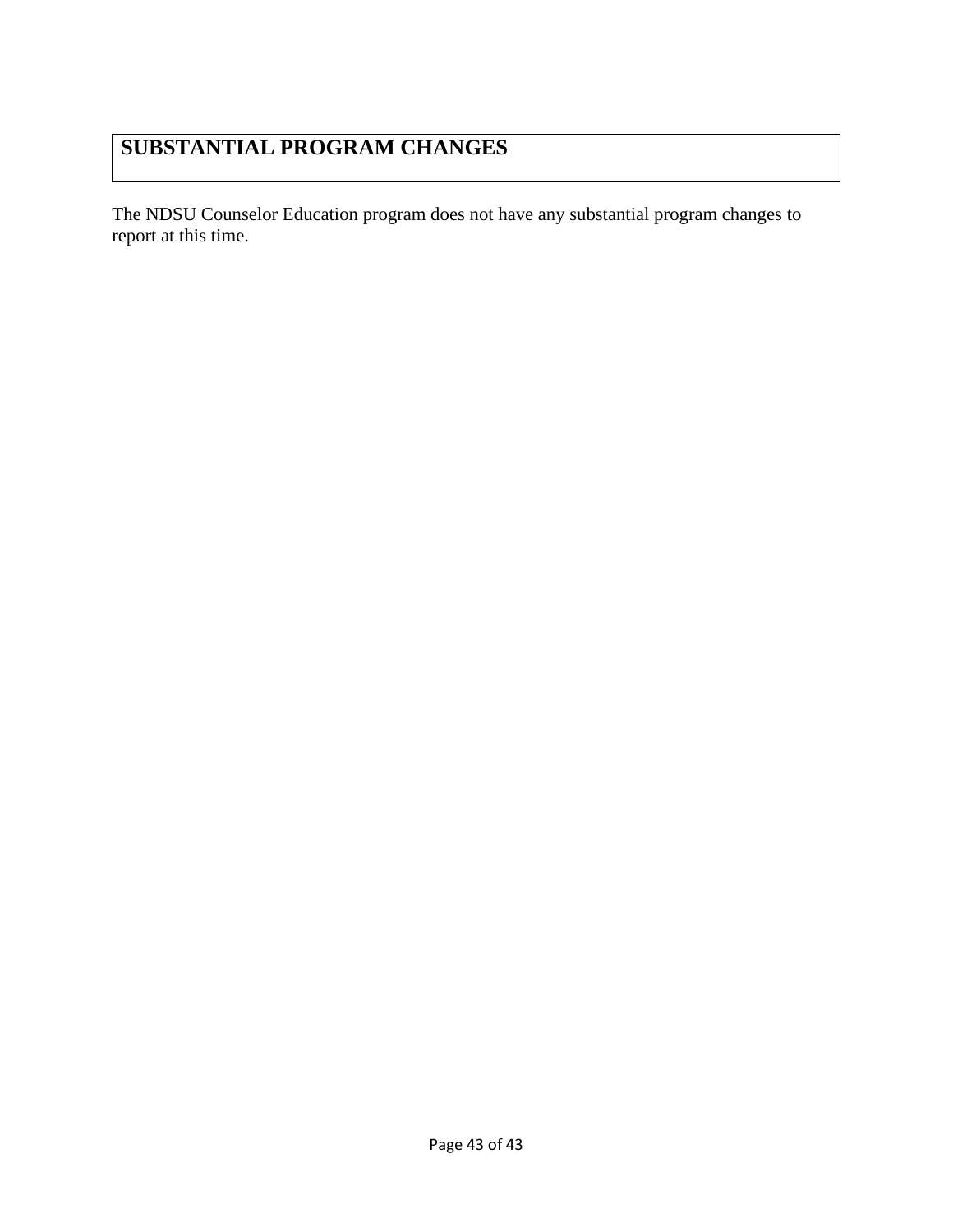# SUBSTANTIAL PROGRAM CHANGES

The NDSU Counselor Education program does not have any substantial program changes to report at this time.